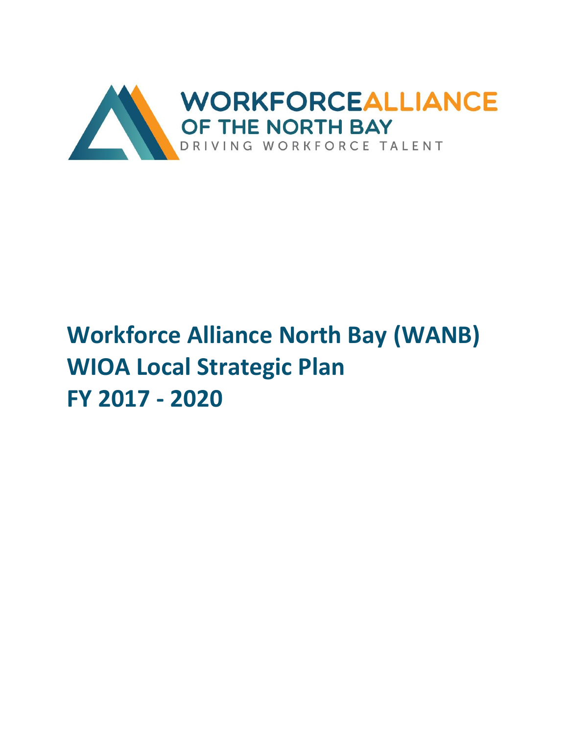WORKFORCE ALLIANCE
OF THE NORTH BAY
DRIVING WORKFORCE TALENT

# Workforce Alliance North Bay (WANB) WIOA Local Strategic Plan FY 2017 - 2020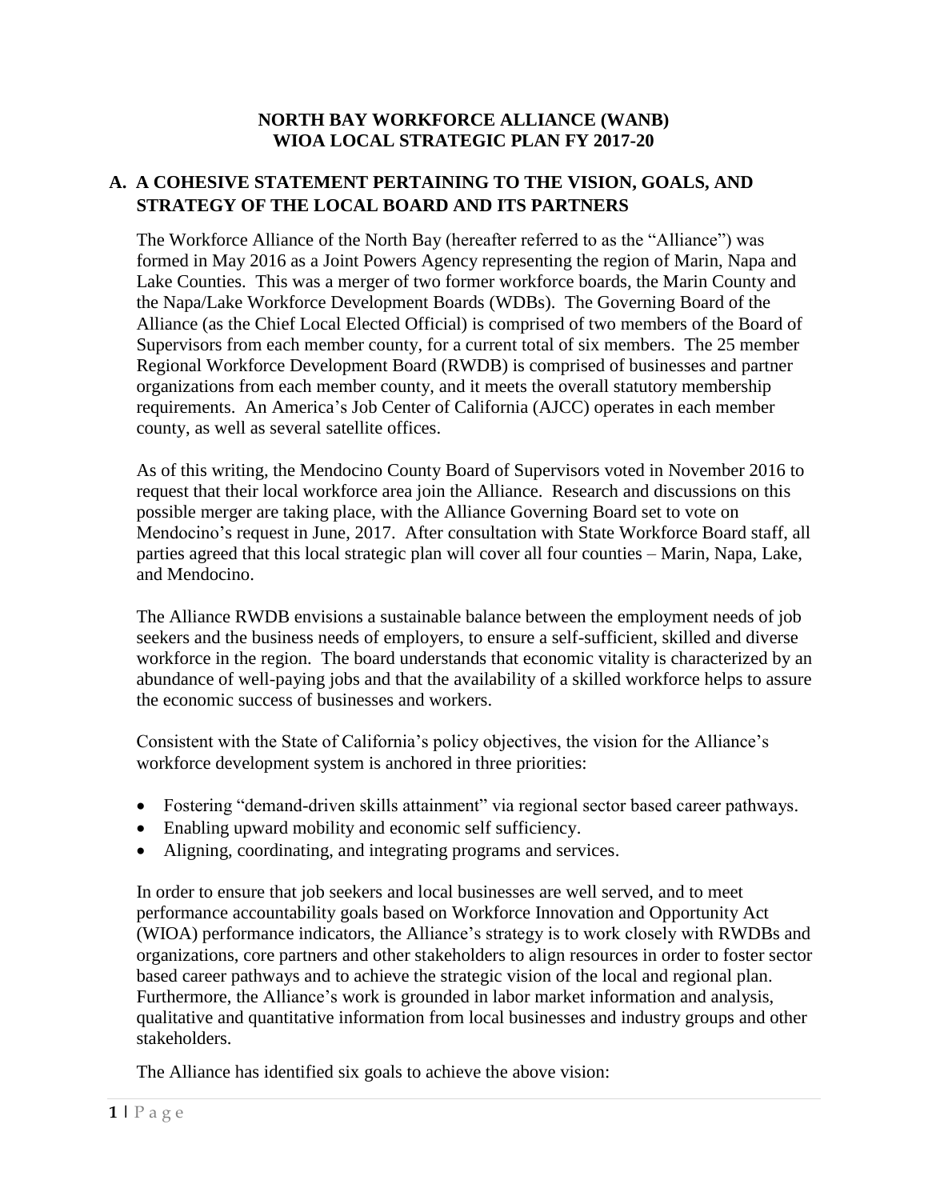**NORTH BAY WORKFORCE ALLIANCE (WANB)**
**WIOA LOCAL STRATEGIC PLAN FY 2017-20**

## A. A COHESIVE STATEMENT PERTAINING TO THE VISION, GOALS, AND STRATEGY OF THE LOCAL BOARD AND ITS PARTNERS

The Workforce Alliance of the North Bay (hereafter referred to as the "Alliance") was formed in May 2016 as a Joint Powers Agency representing the region of Marin, Napa and Lake Counties. This was a merger of two former workforce boards, the Marin County and the Napa/Lake Workforce Development Boards (WDBs). The Governing Board of the Alliance (as the Chief Local Elected Official) is comprised of two members of the Board of Supervisors from each member county, for a current total of six members. The 25 member Regional Workforce Development Board (RWDB) is comprised of businesses and partner organizations from each member county, and it meets the overall statutory membership requirements. An America's Job Center of California (AJCC) operates in each member county, as well as several satellite offices.

As of this writing, the Mendocino County Board of Supervisors voted in November 2016 to request that their local workforce area join the Alliance. Research and discussions on this possible merger are taking place, with the Alliance Governing Board set to vote on Mendocino's request in June, 2017. After consultation with State Workforce Board staff, all parties agreed that this local strategic plan will cover all four counties – Marin, Napa, Lake, and Mendocino.

The Alliance RWDB envisions a sustainable balance between the employment needs of job seekers and the business needs of employers, to ensure a self-sufficient, skilled and diverse workforce in the region. The board understands that economic vitality is characterized by an abundance of well-paying jobs and that the availability of a skilled workforce helps to assure the economic success of businesses and workers.

Consistent with the State of California's policy objectives, the vision for the Alliance's workforce development system is anchored in three priorities:

- Fostering "demand-driven skills attainment" via regional sector based career pathways.
- Enabling upward mobility and economic self sufficiency.
- Aligning, coordinating, and integrating programs and services.

In order to ensure that job seekers and local businesses are well served, and to meet performance accountability goals based on Workforce Innovation and Opportunity Act (WIOA) performance indicators, the Alliance's strategy is to work closely with RWDBs and organizations, core partners and other stakeholders to align resources in order to foster sector based career pathways and to achieve the strategic vision of the local and regional plan. Furthermore, the Alliance's work is grounded in labor market information and analysis, qualitative and quantitative information from local businesses and industry groups and other stakeholders.

The Alliance has identified six goals to achieve the above vision: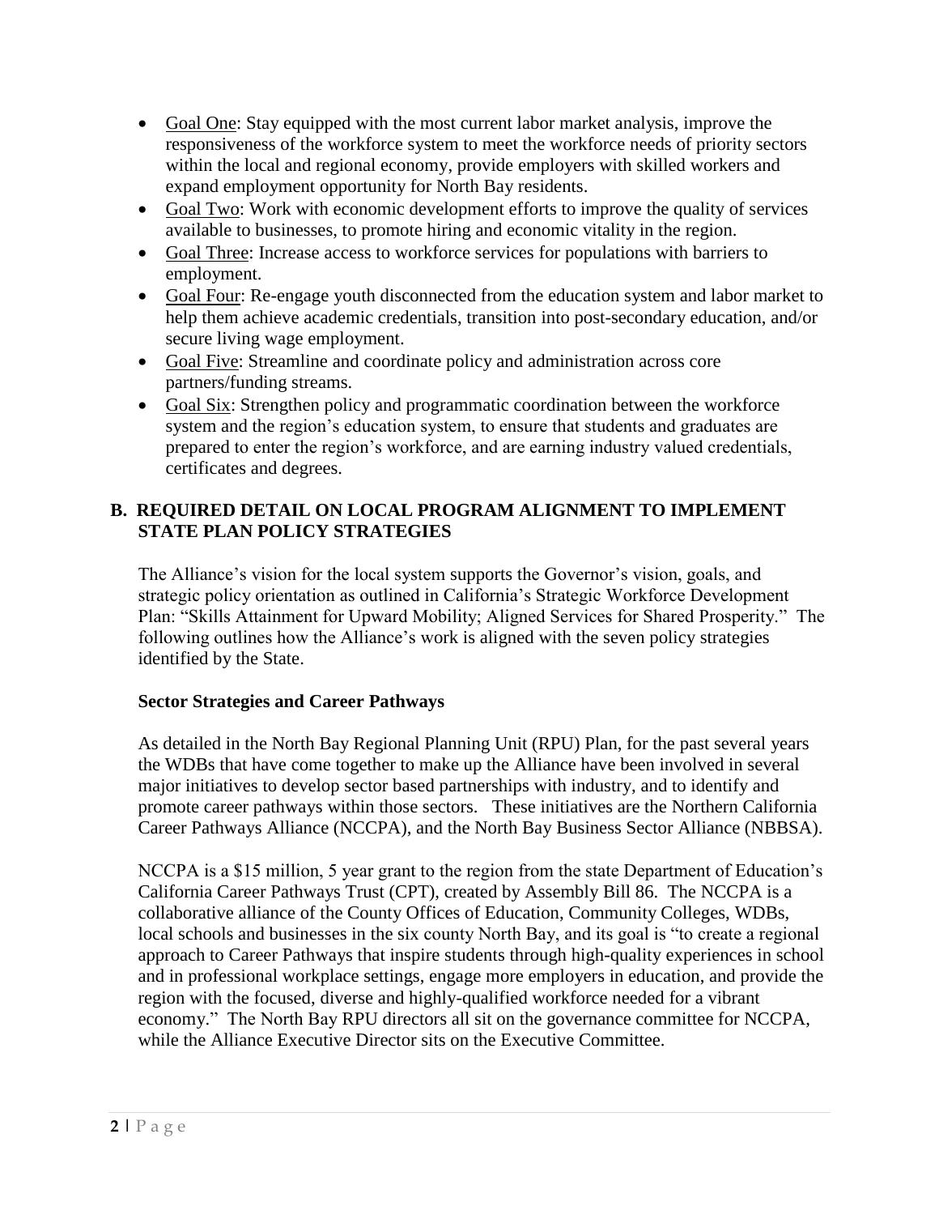- Goal One: Stay equipped with the most current labor market analysis, improve the responsiveness of the workforce system to meet the workforce needs of priority sectors within the local and regional economy, provide employers with skilled workers and expand employment opportunity for North Bay residents.
- Goal Two: Work with economic development efforts to improve the quality of services available to businesses, to promote hiring and economic vitality in the region.
- Goal Three: Increase access to workforce services for populations with barriers to employment.
- Goal Four: Re-engage youth disconnected from the education system and labor market to help them achieve academic credentials, transition into post-secondary education, and/or secure living wage employment.
- Goal Five: Streamline and coordinate policy and administration across core partners/funding streams.
- Goal Six: Strengthen policy and programmatic coordination between the workforce system and the region's education system, to ensure that students and graduates are prepared to enter the region's workforce, and are earning industry valued credentials, certificates and degrees.

## B. REQUIRED DETAIL ON LOCAL PROGRAM ALIGNMENT TO IMPLEMENT STATE PLAN POLICY STRATEGIES

The Alliance's vision for the local system supports the Governor's vision, goals, and strategic policy orientation as outlined in California's Strategic Workforce Development Plan: "Skills Attainment for Upward Mobility; Aligned Services for Shared Prosperity." The following outlines how the Alliance's work is aligned with the seven policy strategies identified by the State.

### Sector Strategies and Career Pathways

As detailed in the North Bay Regional Planning Unit (RPU) Plan, for the past several years the WDBs that have come together to make up the Alliance have been involved in several major initiatives to develop sector based partnerships with industry, and to identify and promote career pathways within those sectors. These initiatives are the Northern California Career Pathways Alliance (NCCPA), and the North Bay Business Sector Alliance (NBBSA).

NCCPA is a $15 million, 5 year grant to the region from the state Department of Education's California Career Pathways Trust (CPT), created by Assembly Bill 86. The NCCPA is a collaborative alliance of the County Offices of Education, Community Colleges, WDBs, local schools and businesses in the six county North Bay, and its goal is "to create a regional approach to Career Pathways that inspire students through high-quality experiences in school and in professional workplace settings, engage more employers in education, and provide the region with the focused, diverse and highly-qualified workforce needed for a vibrant economy." The North Bay RPU directors all sit on the governance committee for NCCPA, while the Alliance Executive Director sits on the Executive Committee.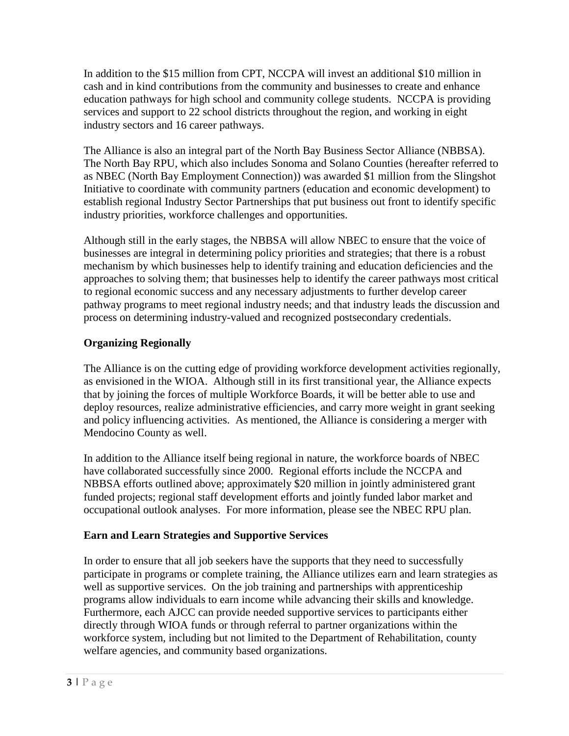In addition to the $15 million from CPT, NCCPA will invest an additional $10 million in cash and in kind contributions from the community and businesses to create and enhance education pathways for high school and community college students. NCCPA is providing services and support to 22 school districts throughout the region, and working in eight industry sectors and 16 career pathways.

The Alliance is also an integral part of the North Bay Business Sector Alliance (NBBSA). The North Bay RPU, which also includes Sonoma and Solano Counties (hereafter referred to as NBEC (North Bay Employment Connection)) was awarded $1 million from the Slingshot Initiative to coordinate with community partners (education and economic development) to establish regional Industry Sector Partnerships that put business out front to identify specific industry priorities, workforce challenges and opportunities.

Although still in the early stages, the NBBSA will allow NBEC to ensure that the voice of businesses are integral in determining policy priorities and strategies; that there is a robust mechanism by which businesses help to identify training and education deficiencies and the approaches to solving them; that businesses help to identify the career pathways most critical to regional economic success and any necessary adjustments to further develop career pathway programs to meet regional industry needs; and that industry leads the discussion and process on determining industry-valued and recognized postsecondary credentials.

**Organizing Regionally**

The Alliance is on the cutting edge of providing workforce development activities regionally, as envisioned in the WIOA. Although still in its first transitional year, the Alliance expects that by joining the forces of multiple Workforce Boards, it will be better able to use and deploy resources, realize administrative efficiencies, and carry more weight in grant seeking and policy influencing activities. As mentioned, the Alliance is considering a merger with Mendocino County as well.

In addition to the Alliance itself being regional in nature, the workforce boards of NBEC have collaborated successfully since 2000. Regional efforts include the NCCPA and NBBSA efforts outlined above; approximately $20 million in jointly administered grant funded projects; regional staff development efforts and jointly funded labor market and occupational outlook analyses. For more information, please see the NBEC RPU plan.

**Earn and Learn Strategies and Supportive Services**

In order to ensure that all job seekers have the supports that they need to successfully participate in programs or complete training, the Alliance utilizes earn and learn strategies as well as supportive services. On the job training and partnerships with apprenticeship programs allow individuals to earn income while advancing their skills and knowledge. Furthermore, each AJCC can provide needed supportive services to participants either directly through WIOA funds or through referral to partner organizations within the workforce system, including but not limited to the Department of Rehabilitation, county welfare agencies, and community based organizations.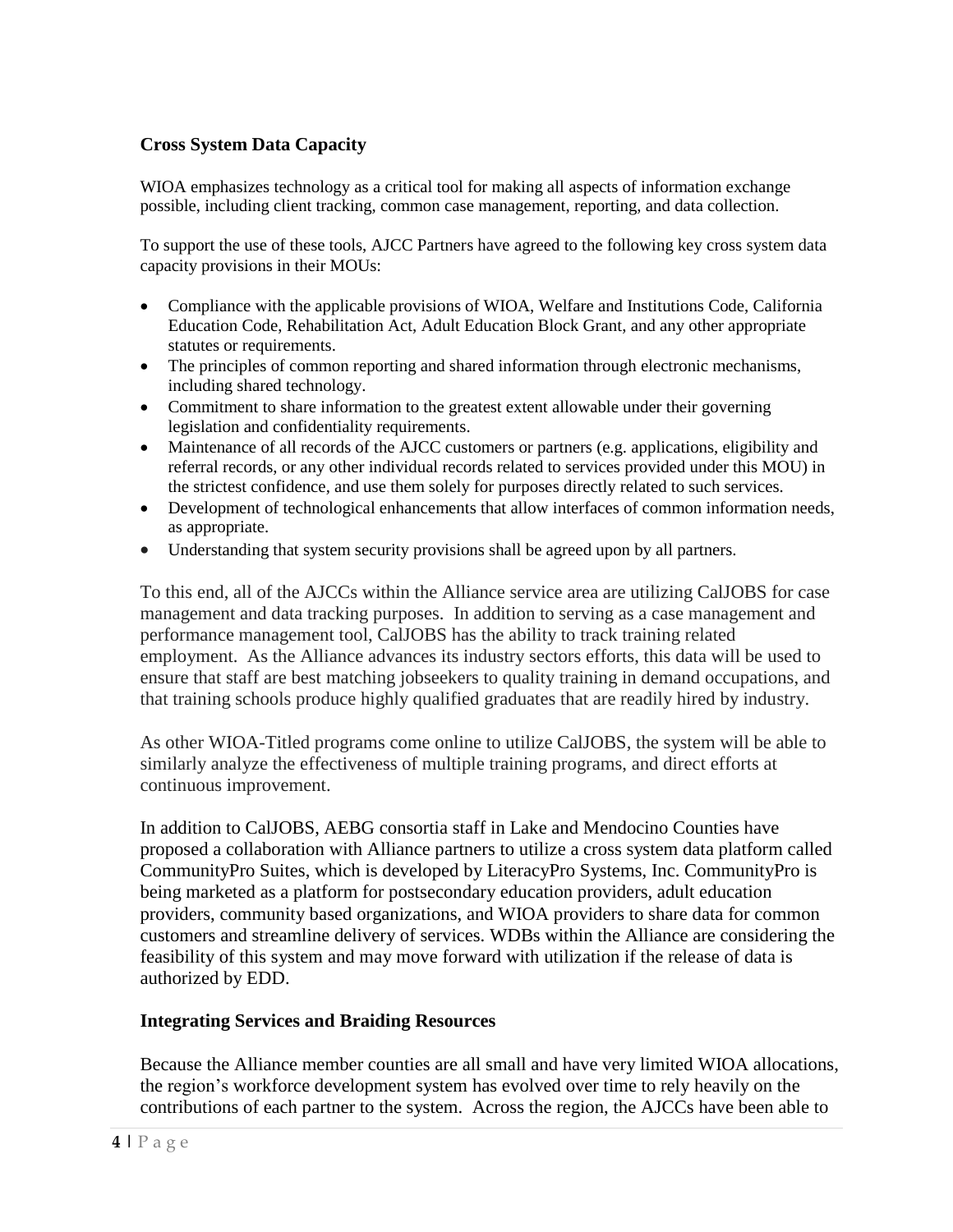## Cross System Data Capacity

WIOA emphasizes technology as a critical tool for making all aspects of information exchange possible, including client tracking, common case management, reporting, and data collection.

To support the use of these tools, AJCC Partners have agreed to the following key cross system data capacity provisions in their MOUs:

- Compliance with the applicable provisions of WIOA, Welfare and Institutions Code, California Education Code, Rehabilitation Act, Adult Education Block Grant, and any other appropriate statutes or requirements.
- The principles of common reporting and shared information through electronic mechanisms, including shared technology.
- Commitment to share information to the greatest extent allowable under their governing legislation and confidentiality requirements.
- Maintenance of all records of the AJCC customers or partners (e.g. applications, eligibility and referral records, or any other individual records related to services provided under this MOU) in the strictest confidence, and use them solely for purposes directly related to such services.
- Development of technological enhancements that allow interfaces of common information needs, as appropriate.
- Understanding that system security provisions shall be agreed upon by all partners.

To this end, all of the AJCCs within the Alliance service area are utilizing CalJOBS for case management and data tracking purposes. In addition to serving as a case management and performance management tool, CalJOBS has the ability to track training related employment. As the Alliance advances its industry sectors efforts, this data will be used to ensure that staff are best matching jobseekers to quality training in demand occupations, and that training schools produce highly qualified graduates that are readily hired by industry.

As other WIOA-Titled programs come online to utilize CalJOBS, the system will be able to similarly analyze the effectiveness of multiple training programs, and direct efforts at continuous improvement.

In addition to CalJOBS, AEBG consortia staff in Lake and Mendocino Counties have proposed a collaboration with Alliance partners to utilize a cross system data platform called CommunityPro Suites, which is developed by LiteracyPro Systems, Inc. CommunityPro is being marketed as a platform for postsecondary education providers, adult education providers, community based organizations, and WIOA providers to share data for common customers and streamline delivery of services. WDBs within the Alliance are considering the feasibility of this system and may move forward with utilization if the release of data is authorized by EDD.

## Integrating Services and Braiding Resources

Because the Alliance member counties are all small and have very limited WIOA allocations, the region's workforce development system has evolved over time to rely heavily on the contributions of each partner to the system. Across the region, the AJCCs have been able to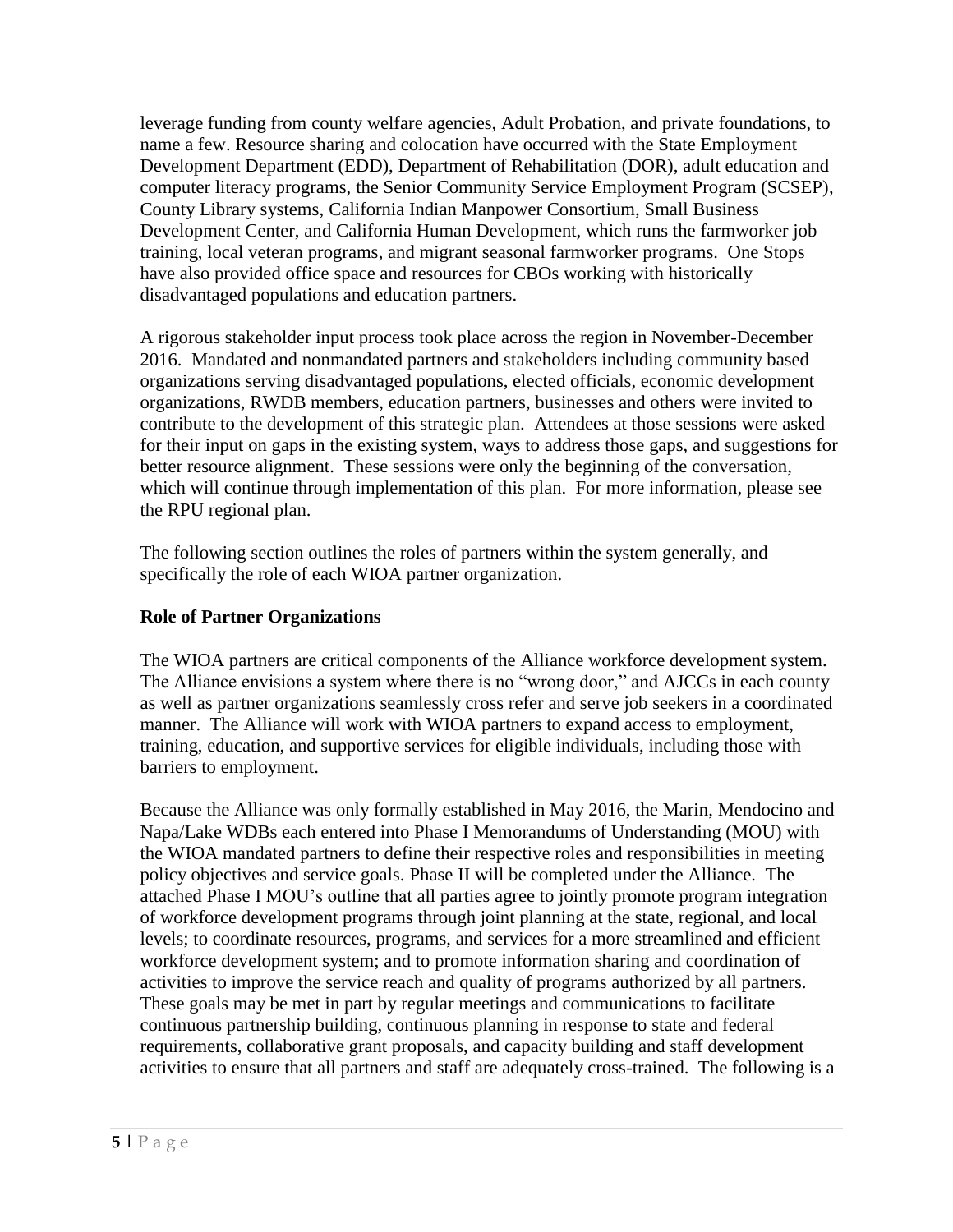leverage funding from county welfare agencies, Adult Probation, and private foundations, to name a few. Resource sharing and colocation have occurred with the State Employment Development Department (EDD), Department of Rehabilitation (DOR), adult education and computer literacy programs, the Senior Community Service Employment Program (SCSEP), County Library systems, California Indian Manpower Consortium, Small Business Development Center, and California Human Development, which runs the farmworker job training, local veteran programs, and migrant seasonal farmworker programs. One Stops have also provided office space and resources for CBOs working with historically disadvantaged populations and education partners.

A rigorous stakeholder input process took place across the region in November-December 2016. Mandated and nonmandated partners and stakeholders including community based organizations serving disadvantaged populations, elected officials, economic development organizations, RWDB members, education partners, businesses and others were invited to contribute to the development of this strategic plan. Attendees at those sessions were asked for their input on gaps in the existing system, ways to address those gaps, and suggestions for better resource alignment. These sessions were only the beginning of the conversation, which will continue through implementation of this plan. For more information, please see the RPU regional plan.

The following section outlines the roles of partners within the system generally, and specifically the role of each WIOA partner organization.

**Role of Partner Organizations**

The WIOA partners are critical components of the Alliance workforce development system. The Alliance envisions a system where there is no "wrong door," and AJCCs in each county as well as partner organizations seamlessly cross refer and serve job seekers in a coordinated manner. The Alliance will work with WIOA partners to expand access to employment, training, education, and supportive services for eligible individuals, including those with barriers to employment.

Because the Alliance was only formally established in May 2016, the Marin, Mendocino and Napa/Lake WDBs each entered into Phase I Memorandums of Understanding (MOU) with the WIOA mandated partners to define their respective roles and responsibilities in meeting policy objectives and service goals. Phase II will be completed under the Alliance. The attached Phase I MOU's outline that all parties agree to jointly promote program integration of workforce development programs through joint planning at the state, regional, and local levels; to coordinate resources, programs, and services for a more streamlined and efficient workforce development system; and to promote information sharing and coordination of activities to improve the service reach and quality of programs authorized by all partners. These goals may be met in part by regular meetings and communications to facilitate continuous partnership building, continuous planning in response to state and federal requirements, collaborative grant proposals, and capacity building and staff development activities to ensure that all partners and staff are adequately cross-trained. The following is a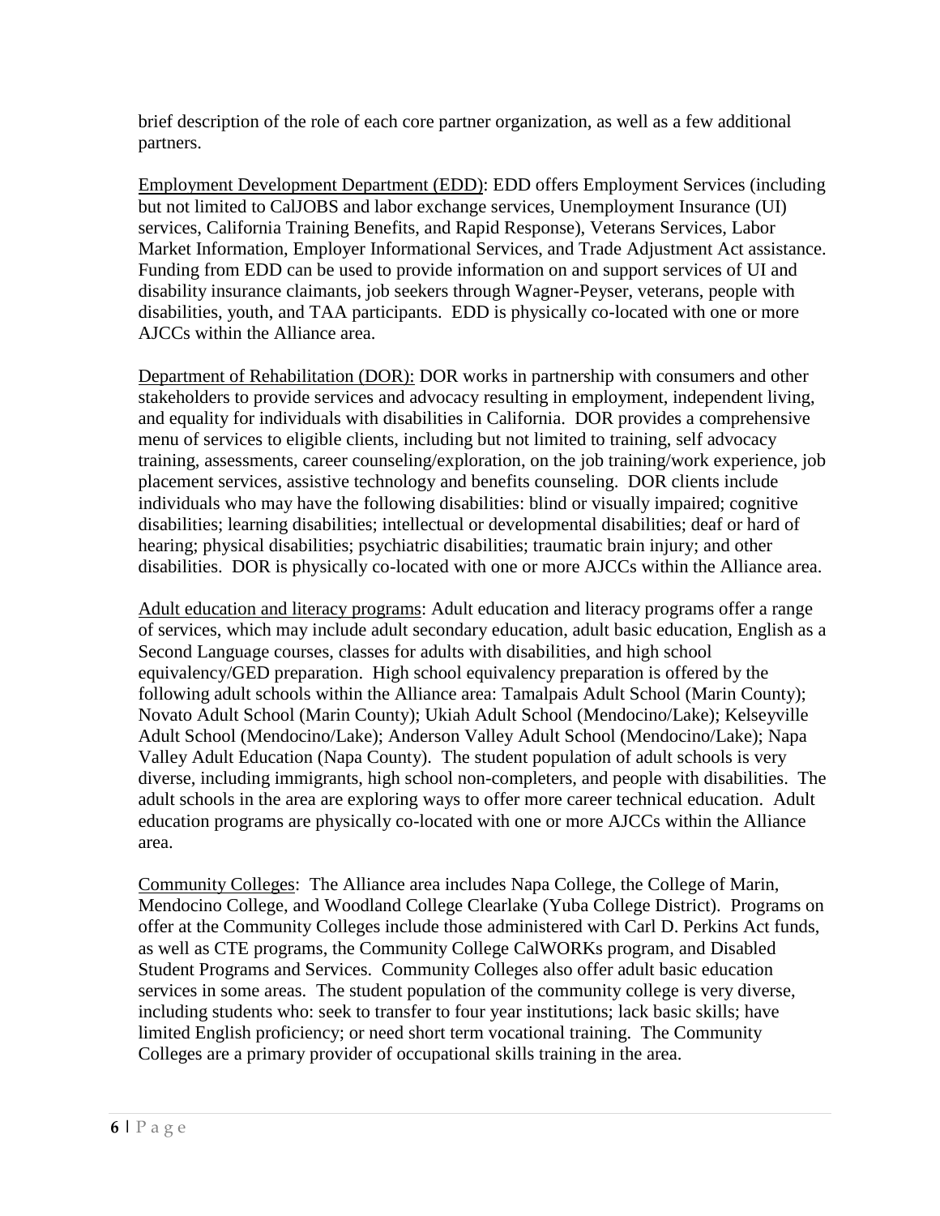brief description of the role of each core partner organization, as well as a few additional partners.

Employment Development Department (EDD): EDD offers Employment Services (including but not limited to CalJOBS and labor exchange services, Unemployment Insurance (UI) services, California Training Benefits, and Rapid Response), Veterans Services, Labor Market Information, Employer Informational Services, and Trade Adjustment Act assistance. Funding from EDD can be used to provide information on and support services of UI and disability insurance claimants, job seekers through Wagner-Peyser, veterans, people with disabilities, youth, and TAA participants. EDD is physically co-located with one or more AJCCs within the Alliance area.

Department of Rehabilitation (DOR): DOR works in partnership with consumers and other stakeholders to provide services and advocacy resulting in employment, independent living, and equality for individuals with disabilities in California. DOR provides a comprehensive menu of services to eligible clients, including but not limited to training, self advocacy training, assessments, career counseling/exploration, on the job training/work experience, job placement services, assistive technology and benefits counseling. DOR clients include individuals who may have the following disabilities: blind or visually impaired; cognitive disabilities; learning disabilities; intellectual or developmental disabilities; deaf or hard of hearing; physical disabilities; psychiatric disabilities; traumatic brain injury; and other disabilities. DOR is physically co-located with one or more AJCCs within the Alliance area.

Adult education and literacy programs: Adult education and literacy programs offer a range of services, which may include adult secondary education, adult basic education, English as a Second Language courses, classes for adults with disabilities, and high school equivalency/GED preparation. High school equivalency preparation is offered by the following adult schools within the Alliance area: Tamalpais Adult School (Marin County); Novato Adult School (Marin County); Ukiah Adult School (Mendocino/Lake); Kelseyville Adult School (Mendocino/Lake); Anderson Valley Adult School (Mendocino/Lake); Napa Valley Adult Education (Napa County). The student population of adult schools is very diverse, including immigrants, high school non-completers, and people with disabilities. The adult schools in the area are exploring ways to offer more career technical education. Adult education programs are physically co-located with one or more AJCCs within the Alliance area.

Community Colleges: The Alliance area includes Napa College, the College of Marin, Mendocino College, and Woodland College Clearlake (Yuba College District). Programs on offer at the Community Colleges include those administered with Carl D. Perkins Act funds, as well as CTE programs, the Community College CalWORKs program, and Disabled Student Programs and Services. Community Colleges also offer adult basic education services in some areas. The student population of the community college is very diverse, including students who: seek to transfer to four year institutions; lack basic skills; have limited English proficiency; or need short term vocational training. The Community Colleges are a primary provider of occupational skills training in the area.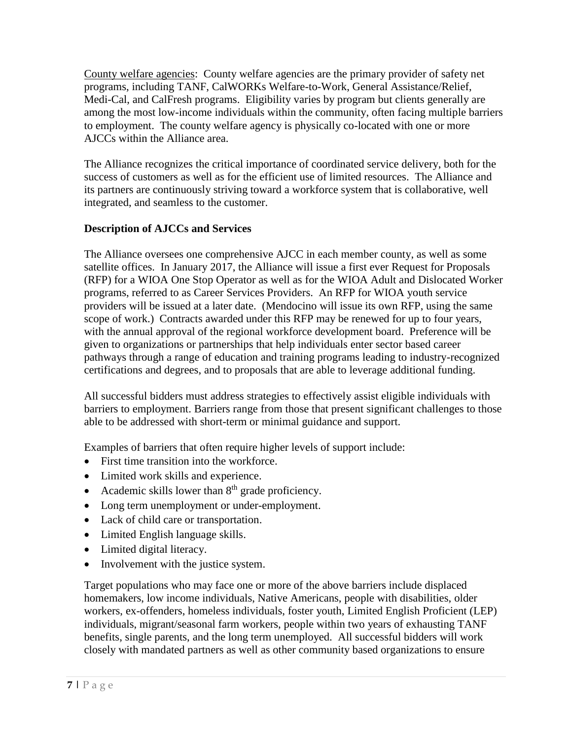County welfare agencies: County welfare agencies are the primary provider of safety net programs, including TANF, CalWORKs Welfare-to-Work, General Assistance/Relief, Medi-Cal, and CalFresh programs. Eligibility varies by program but clients generally are among the most low-income individuals within the community, often facing multiple barriers to employment. The county welfare agency is physically co-located with one or more AJCCs within the Alliance area.

The Alliance recognizes the critical importance of coordinated service delivery, both for the success of customers as well as for the efficient use of limited resources. The Alliance and its partners are continuously striving toward a workforce system that is collaborative, well integrated, and seamless to the customer.

**Description of AJCCs and Services**

The Alliance oversees one comprehensive AJCC in each member county, as well as some satellite offices. In January 2017, the Alliance will issue a first ever Request for Proposals (RFP) for a WIOA One Stop Operator as well as for the WIOA Adult and Dislocated Worker programs, referred to as Career Services Providers. An RFP for WIOA youth service providers will be issued at a later date. (Mendocino will issue its own RFP, using the same scope of work.) Contracts awarded under this RFP may be renewed for up to four years, with the annual approval of the regional workforce development board. Preference will be given to organizations or partnerships that help individuals enter sector based career pathways through a range of education and training programs leading to industry-recognized certifications and degrees, and to proposals that are able to leverage additional funding.

All successful bidders must address strategies to effectively assist eligible individuals with barriers to employment. Barriers range from those that present significant challenges to those able to be addressed with short-term or minimal guidance and support.

Examples of barriers that often require higher levels of support include:

- First time transition into the workforce.
- Limited work skills and experience.
- Academic skills lower than 8th grade proficiency.
- Long term unemployment or under-employment.
- Lack of child care or transportation.
- Limited English language skills.
- Limited digital literacy.
- Involvement with the justice system.

Target populations who may face one or more of the above barriers include displaced homemakers, low income individuals, Native Americans, people with disabilities, older workers, ex-offenders, homeless individuals, foster youth, Limited English Proficient (LEP) individuals, migrant/seasonal farm workers, people within two years of exhausting TANF benefits, single parents, and the long term unemployed. All successful bidders will work closely with mandated partners as well as other community based organizations to ensure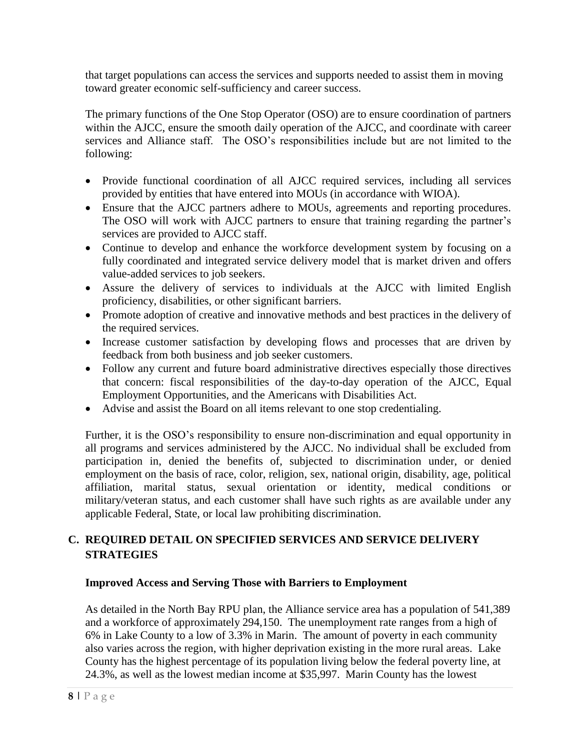that target populations can access the services and supports needed to assist them in moving toward greater economic self-sufficiency and career success.

The primary functions of the One Stop Operator (OSO) are to ensure coordination of partners within the AJCC, ensure the smooth daily operation of the AJCC, and coordinate with career services and Alliance staff. The OSO's responsibilities include but are not limited to the following:

- Provide functional coordination of all AJCC required services, including all services provided by entities that have entered into MOUs (in accordance with WIOA).
- Ensure that the AJCC partners adhere to MOUs, agreements and reporting procedures. The OSO will work with AJCC partners to ensure that training regarding the partner's services are provided to AJCC staff.
- Continue to develop and enhance the workforce development system by focusing on a fully coordinated and integrated service delivery model that is market driven and offers value-added services to job seekers.
- Assure the delivery of services to individuals at the AJCC with limited English proficiency, disabilities, or other significant barriers.
- Promote adoption of creative and innovative methods and best practices in the delivery of the required services.
- Increase customer satisfaction by developing flows and processes that are driven by feedback from both business and job seeker customers.
- Follow any current and future board administrative directives especially those directives that concern: fiscal responsibilities of the day-to-day operation of the AJCC, Equal Employment Opportunities, and the Americans with Disabilities Act.
- Advise and assist the Board on all items relevant to one stop credentialing.

Further, it is the OSO's responsibility to ensure non-discrimination and equal opportunity in all programs and services administered by the AJCC. No individual shall be excluded from participation in, denied the benefits of, subjected to discrimination under, or denied employment on the basis of race, color, religion, sex, national origin, disability, age, political affiliation, marital status, sexual orientation or identity, medical conditions or military/veteran status, and each customer shall have such rights as are available under any applicable Federal, State, or local law prohibiting discrimination.

## C. REQUIRED DETAIL ON SPECIFIED SERVICES AND SERVICE DELIVERY STRATEGIES

### Improved Access and Serving Those with Barriers to Employment

As detailed in the North Bay RPU plan, the Alliance service area has a population of 541,389 and a workforce of approximately 294,150. The unemployment rate ranges from a high of 6% in Lake County to a low of 3.3% in Marin. The amount of poverty in each community also varies across the region, with higher deprivation existing in the more rural areas. Lake County has the highest percentage of its population living below the federal poverty line, at 24.3%, as well as the lowest median income at $35,997. Marin County has the lowest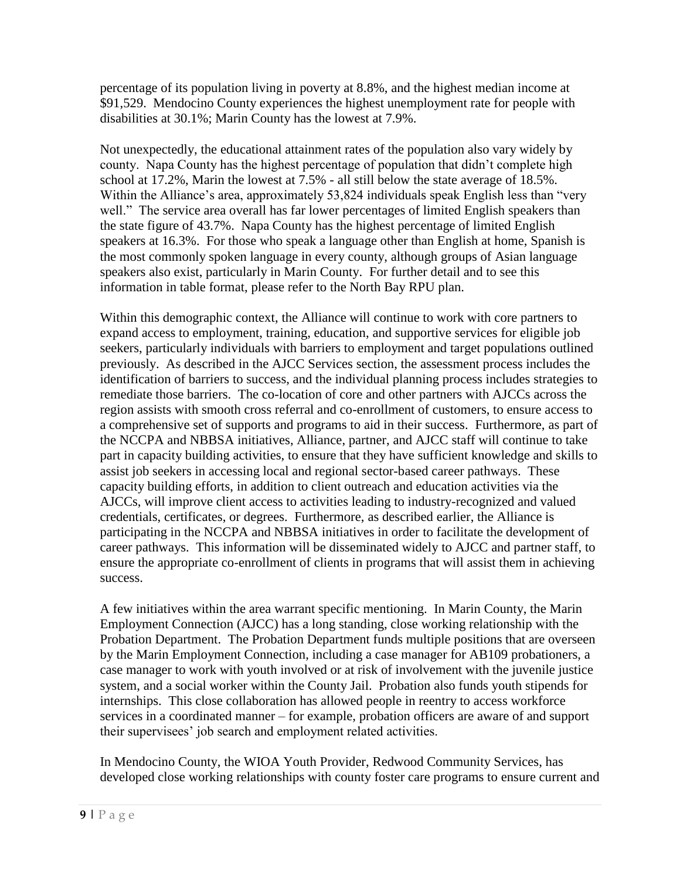percentage of its population living in poverty at 8.8%, and the highest median income at $91,529. Mendocino County experiences the highest unemployment rate for people with disabilities at 30.1%; Marin County has the lowest at 7.9%.

Not unexpectedly, the educational attainment rates of the population also vary widely by county. Napa County has the highest percentage of population that didn't complete high school at 17.2%, Marin the lowest at 7.5% - all still below the state average of 18.5%. Within the Alliance's area, approximately 53,824 individuals speak English less than "very well." The service area overall has far lower percentages of limited English speakers than the state figure of 43.7%. Napa County has the highest percentage of limited English speakers at 16.3%. For those who speak a language other than English at home, Spanish is the most commonly spoken language in every county, although groups of Asian language speakers also exist, particularly in Marin County. For further detail and to see this information in table format, please refer to the North Bay RPU plan.

Within this demographic context, the Alliance will continue to work with core partners to expand access to employment, training, education, and supportive services for eligible job seekers, particularly individuals with barriers to employment and target populations outlined previously. As described in the AJCC Services section, the assessment process includes the identification of barriers to success, and the individual planning process includes strategies to remediate those barriers. The co-location of core and other partners with AJCCs across the region assists with smooth cross referral and co-enrollment of customers, to ensure access to a comprehensive set of supports and programs to aid in their success. Furthermore, as part of the NCCPA and NBBSA initiatives, Alliance, partner, and AJCC staff will continue to take part in capacity building activities, to ensure that they have sufficient knowledge and skills to assist job seekers in accessing local and regional sector-based career pathways. These capacity building efforts, in addition to client outreach and education activities via the AJCCs, will improve client access to activities leading to industry-recognized and valued credentials, certificates, or degrees. Furthermore, as described earlier, the Alliance is participating in the NCCPA and NBBSA initiatives in order to facilitate the development of career pathways. This information will be disseminated widely to AJCC and partner staff, to ensure the appropriate co-enrollment of clients in programs that will assist them in achieving success.

A few initiatives within the area warrant specific mentioning. In Marin County, the Marin Employment Connection (AJCC) has a long standing, close working relationship with the Probation Department. The Probation Department funds multiple positions that are overseen by the Marin Employment Connection, including a case manager for AB109 probationers, a case manager to work with youth involved or at risk of involvement with the juvenile justice system, and a social worker within the County Jail. Probation also funds youth stipends for internships. This close collaboration has allowed people in reentry to access workforce services in a coordinated manner – for example, probation officers are aware of and support their supervisees' job search and employment related activities.

In Mendocino County, the WIOA Youth Provider, Redwood Community Services, has developed close working relationships with county foster care programs to ensure current and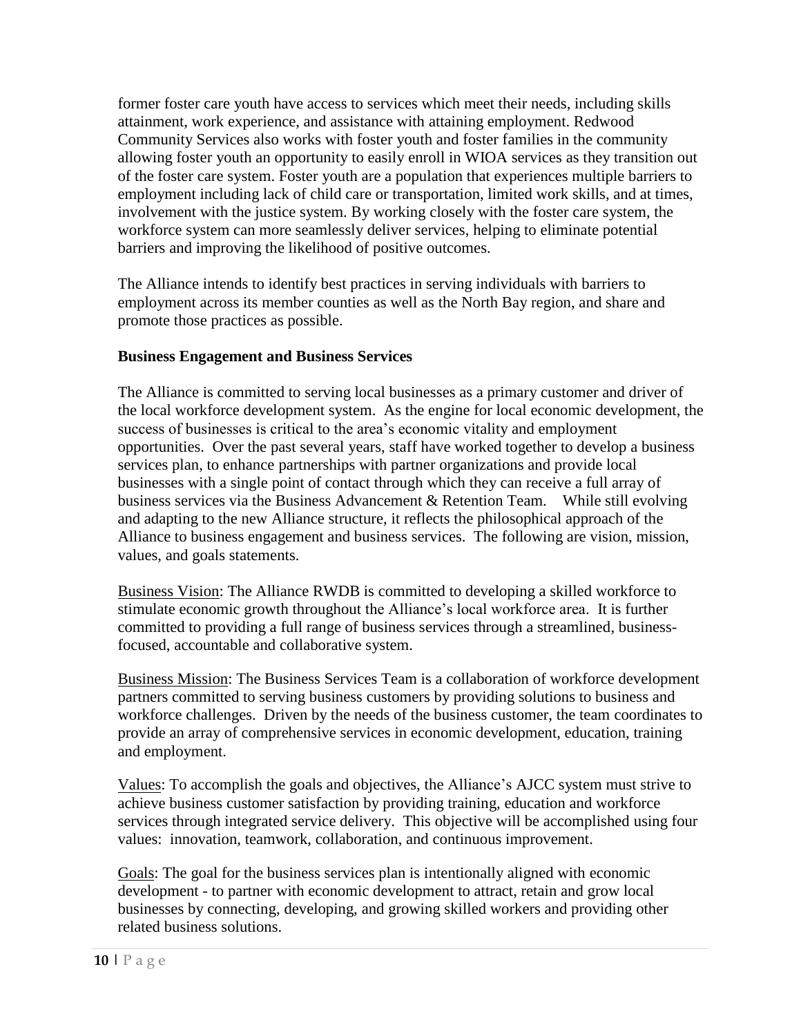former foster care youth have access to services which meet their needs, including skills attainment, work experience, and assistance with attaining employment. Redwood Community Services also works with foster youth and foster families in the community allowing foster youth an opportunity to easily enroll in WIOA services as they transition out of the foster care system. Foster youth are a population that experiences multiple barriers to employment including lack of child care or transportation, limited work skills, and at times, involvement with the justice system. By working closely with the foster care system, the workforce system can more seamlessly deliver services, helping to eliminate potential barriers and improving the likelihood of positive outcomes.

The Alliance intends to identify best practices in serving individuals with barriers to employment across its member counties as well as the North Bay region, and share and promote those practices as possible.

**Business Engagement and Business Services**

The Alliance is committed to serving local businesses as a primary customer and driver of the local workforce development system. As the engine for local economic development, the success of businesses is critical to the area's economic vitality and employment opportunities. Over the past several years, staff have worked together to develop a business services plan, to enhance partnerships with partner organizations and provide local businesses with a single point of contact through which they can receive a full array of business services via the Business Advancement & Retention Team. While still evolving and adapting to the new Alliance structure, it reflects the philosophical approach of the Alliance to business engagement and business services. The following are vision, mission, values, and goals statements.

Business Vision: The Alliance RWDB is committed to developing a skilled workforce to stimulate economic growth throughout the Alliance's local workforce area. It is further committed to providing a full range of business services through a streamlined, business-focused, accountable and collaborative system.

Business Mission: The Business Services Team is a collaboration of workforce development partners committed to serving business customers by providing solutions to business and workforce challenges. Driven by the needs of the business customer, the team coordinates to provide an array of comprehensive services in economic development, education, training and employment.

Values: To accomplish the goals and objectives, the Alliance's AJCC system must strive to achieve business customer satisfaction by providing training, education and workforce services through integrated service delivery. This objective will be accomplished using four values: innovation, teamwork, collaboration, and continuous improvement.

Goals: The goal for the business services plan is intentionally aligned with economic development - to partner with economic development to attract, retain and grow local businesses by connecting, developing, and growing skilled workers and providing other related business solutions.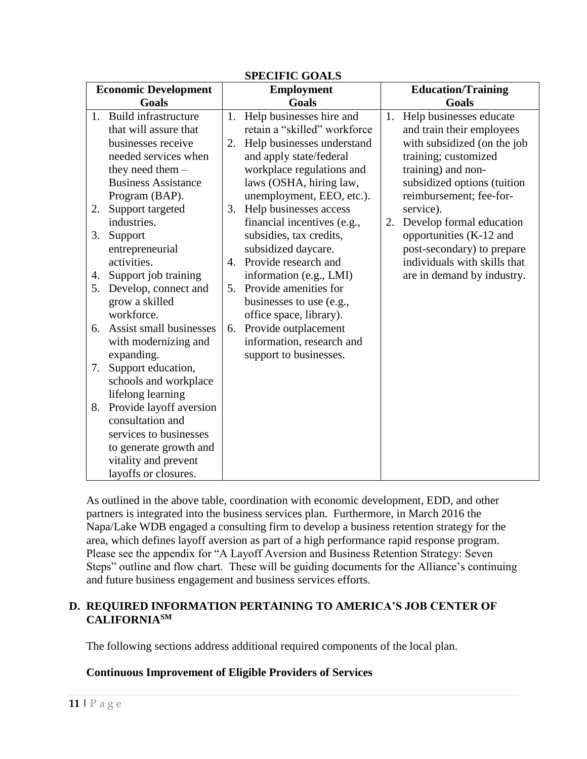**SPECIFIC GOALS**

| Economic Development Goals | Employment Goals | Education/Training Goals |
|---|---|---|
| 1. Build infrastructure that will assure that businesses receive needed services when they need them – Business Assistance Program (BAP).<br>2. Support targeted industries.<br>3. Support entrepreneurial activities.<br>4. Support job training<br>5. Develop, connect and grow a skilled workforce.<br>6. Assist small businesses with modernizing and expanding.<br>7. Support education, schools and workplace lifelong learning<br>8. Provide layoff aversion consultation and services to businesses to generate growth and vitality and prevent layoffs or closures. | 1. Help businesses hire and retain a "skilled" workforce<br>2. Help businesses understand and apply state/federal workplace regulations and laws (OSHA, hiring law, unemployment, EEO, etc.).<br>3. Help businesses access financial incentives (e.g., subsidies, tax credits, subsidized daycare.<br>4. Provide research and information (e.g., LMI)<br>5. Provide amenities for businesses to use (e.g., office space, library).<br>6. Provide outplacement information, research and support to businesses. | 1. Help businesses educate and train their employees with subsidized (on the job training; customized training) and non-subsidized options (tuition reimbursement; fee-for-service).<br>2. Develop formal education opportunities (K-12 and post-secondary) to prepare individuals with skills that are in demand by industry. |

As outlined in the above table, coordination with economic development, EDD, and other partners is integrated into the business services plan. Furthermore, in March 2016 the Napa/Lake WDB engaged a consulting firm to develop a business retention strategy for the area, which defines layoff aversion as part of a high performance rapid response program. Please see the appendix for "A Layoff Aversion and Business Retention Strategy: Seven Steps" outline and flow chart. These will be guiding documents for the Alliance's continuing and future business engagement and business services efforts.

## D. REQUIRED INFORMATION PERTAINING TO AMERICA'S JOB CENTER OF CALIFORNIA[SM]

The following sections address additional required components of the local plan.

### Continuous Improvement of Eligible Providers of Services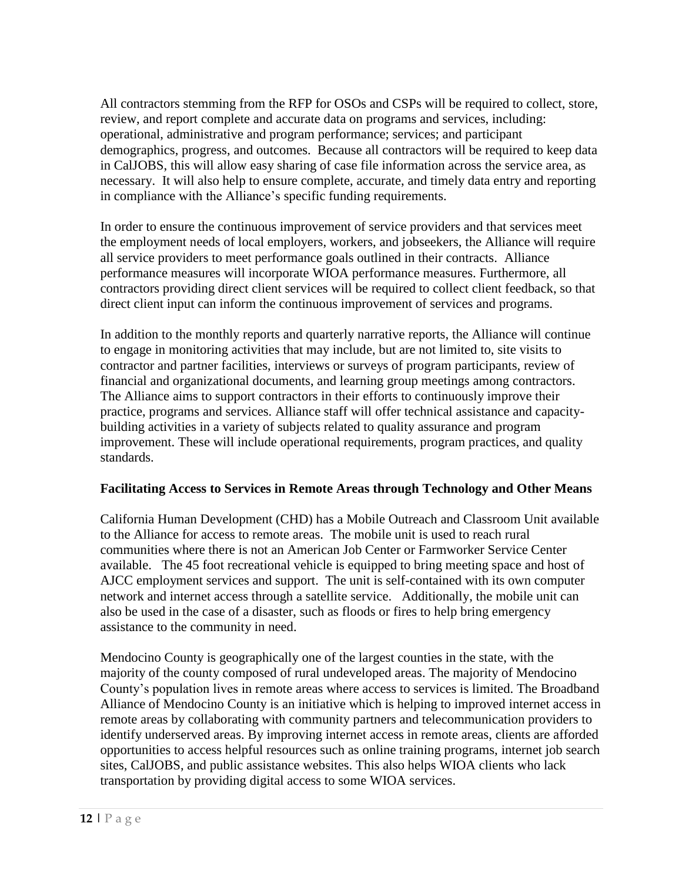All contractors stemming from the RFP for OSOs and CSPs will be required to collect, store, review, and report complete and accurate data on programs and services, including: operational, administrative and program performance; services; and participant demographics, progress, and outcomes. Because all contractors will be required to keep data in CalJOBS, this will allow easy sharing of case file information across the service area, as necessary. It will also help to ensure complete, accurate, and timely data entry and reporting in compliance with the Alliance's specific funding requirements.

In order to ensure the continuous improvement of service providers and that services meet the employment needs of local employers, workers, and jobseekers, the Alliance will require all service providers to meet performance goals outlined in their contracts. Alliance performance measures will incorporate WIOA performance measures. Furthermore, all contractors providing direct client services will be required to collect client feedback, so that direct client input can inform the continuous improvement of services and programs.

In addition to the monthly reports and quarterly narrative reports, the Alliance will continue to engage in monitoring activities that may include, but are not limited to, site visits to contractor and partner facilities, interviews or surveys of program participants, review of financial and organizational documents, and learning group meetings among contractors. The Alliance aims to support contractors in their efforts to continuously improve their practice, programs and services. Alliance staff will offer technical assistance and capacity-building activities in a variety of subjects related to quality assurance and program improvement. These will include operational requirements, program practices, and quality standards.

**Facilitating Access to Services in Remote Areas through Technology and Other Means**

California Human Development (CHD) has a Mobile Outreach and Classroom Unit available to the Alliance for access to remote areas. The mobile unit is used to reach rural communities where there is not an American Job Center or Farmworker Service Center available. The 45 foot recreational vehicle is equipped to bring meeting space and host of AJCC employment services and support. The unit is self-contained with its own computer network and internet access through a satellite service. Additionally, the mobile unit can also be used in the case of a disaster, such as floods or fires to help bring emergency assistance to the community in need.

Mendocino County is geographically one of the largest counties in the state, with the majority of the county composed of rural undeveloped areas. The majority of Mendocino County's population lives in remote areas where access to services is limited. The Broadband Alliance of Mendocino County is an initiative which is helping to improved internet access in remote areas by collaborating with community partners and telecommunication providers to identify underserved areas. By improving internet access in remote areas, clients are afforded opportunities to access helpful resources such as online training programs, internet job search sites, CalJOBS, and public assistance websites. This also helps WIOA clients who lack transportation by providing digital access to some WIOA services.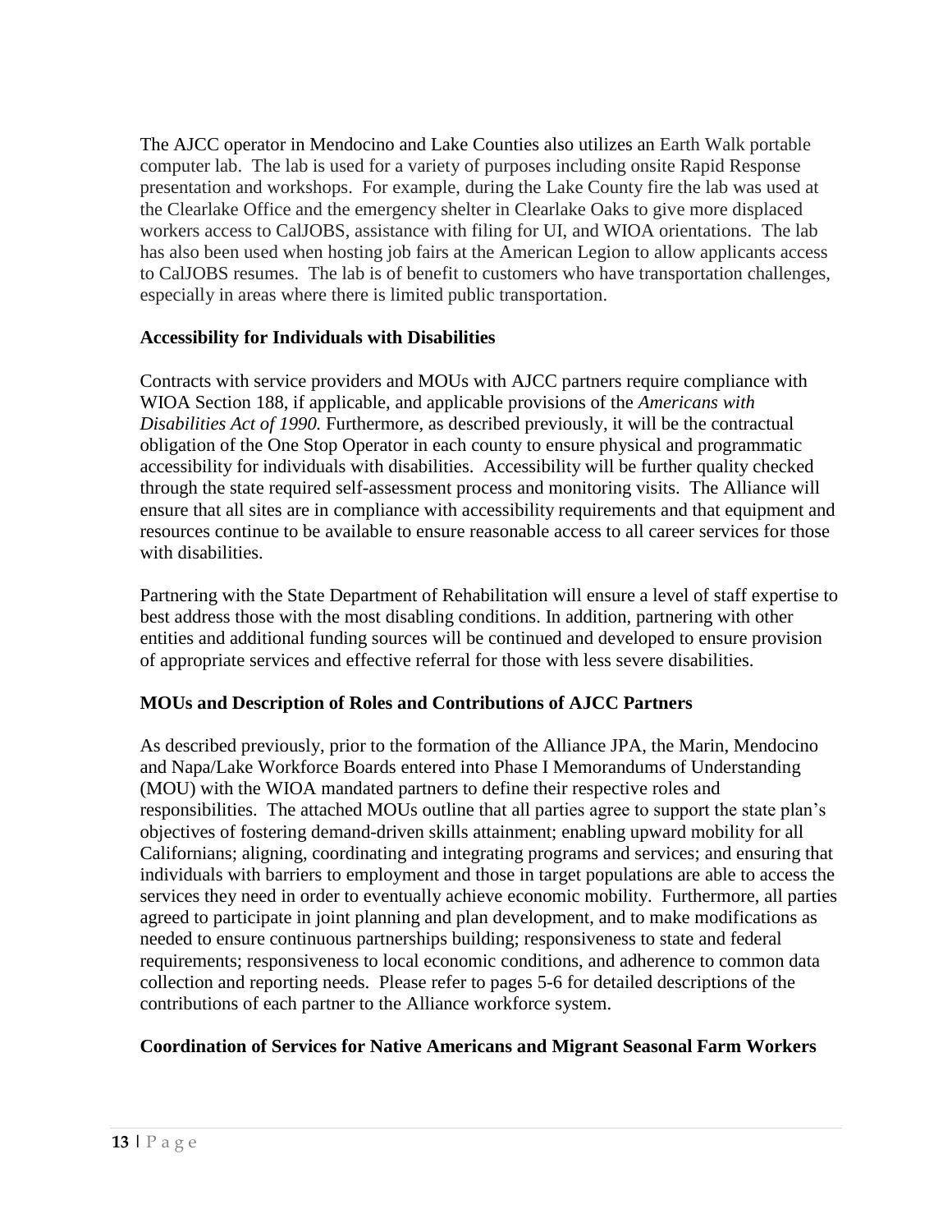The AJCC operator in Mendocino and Lake Counties also utilizes an Earth Walk portable computer lab. The lab is used for a variety of purposes including onsite Rapid Response presentation and workshops. For example, during the Lake County fire the lab was used at the Clearlake Office and the emergency shelter in Clearlake Oaks to give more displaced workers access to CalJOBS, assistance with filing for UI, and WIOA orientations. The lab has also been used when hosting job fairs at the American Legion to allow applicants access to CalJOBS resumes. The lab is of benefit to customers who have transportation challenges, especially in areas where there is limited public transportation.

**Accessibility for Individuals with Disabilities**

Contracts with service providers and MOUs with AJCC partners require compliance with WIOA Section 188, if applicable, and applicable provisions of the *Americans with Disabilities Act of 1990.* Furthermore, as described previously, it will be the contractual obligation of the One Stop Operator in each county to ensure physical and programmatic accessibility for individuals with disabilities. Accessibility will be further quality checked through the state required self-assessment process and monitoring visits. The Alliance will ensure that all sites are in compliance with accessibility requirements and that equipment and resources continue to be available to ensure reasonable access to all career services for those with disabilities.

Partnering with the State Department of Rehabilitation will ensure a level of staff expertise to best address those with the most disabling conditions. In addition, partnering with other entities and additional funding sources will be continued and developed to ensure provision of appropriate services and effective referral for those with less severe disabilities.

**MOUs and Description of Roles and Contributions of AJCC Partners**

As described previously, prior to the formation of the Alliance JPA, the Marin, Mendocino and Napa/Lake Workforce Boards entered into Phase I Memorandums of Understanding (MOU) with the WIOA mandated partners to define their respective roles and responsibilities. The attached MOUs outline that all parties agree to support the state plan's objectives of fostering demand-driven skills attainment; enabling upward mobility for all Californians; aligning, coordinating and integrating programs and services; and ensuring that individuals with barriers to employment and those in target populations are able to access the services they need in order to eventually achieve economic mobility. Furthermore, all parties agreed to participate in joint planning and plan development, and to make modifications as needed to ensure continuous partnerships building; responsiveness to state and federal requirements; responsiveness to local economic conditions, and adherence to common data collection and reporting needs. Please refer to pages 5-6 for detailed descriptions of the contributions of each partner to the Alliance workforce system.

**Coordination of Services for Native Americans and Migrant Seasonal Farm Workers**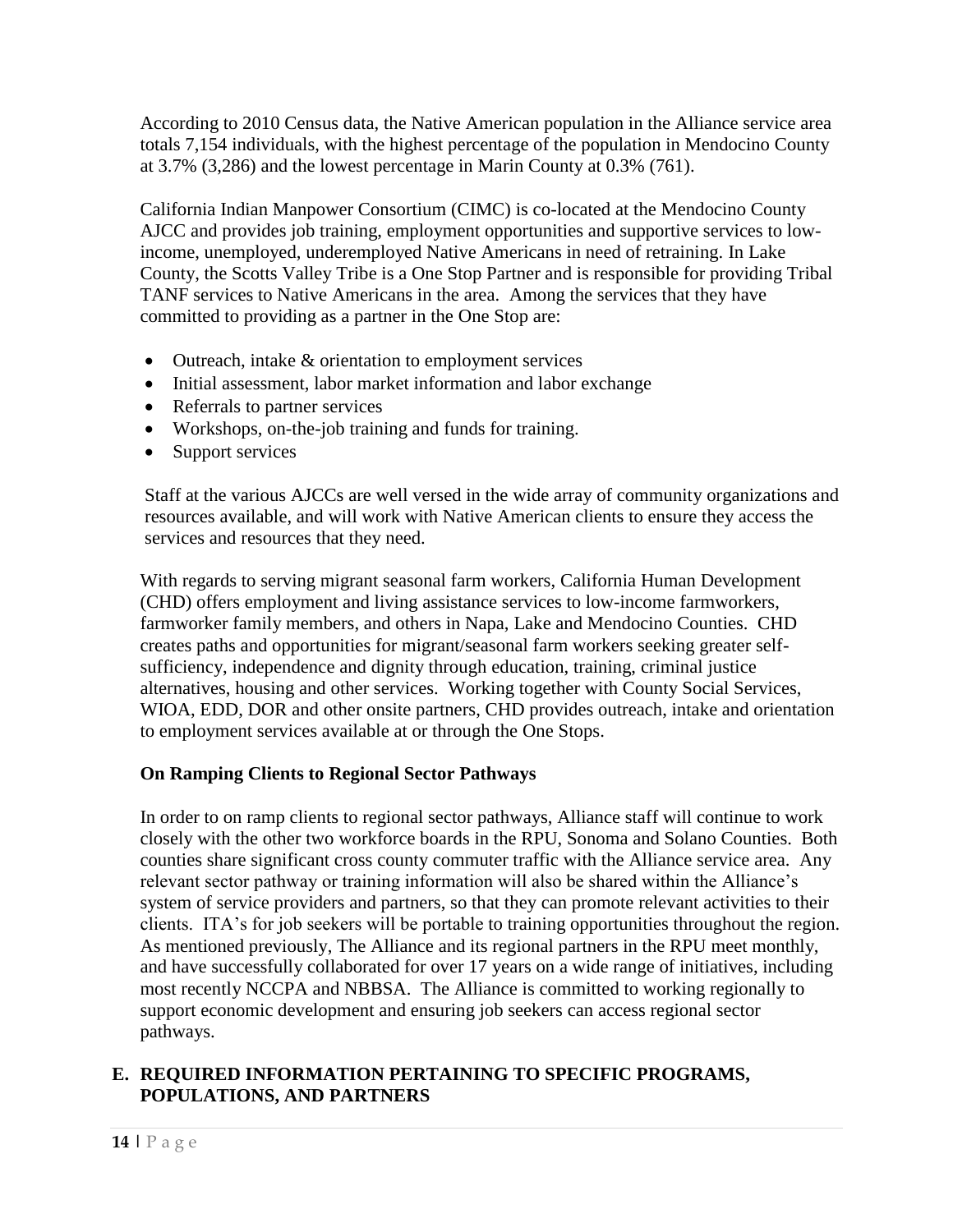According to 2010 Census data, the Native American population in the Alliance service area totals 7,154 individuals, with the highest percentage of the population in Mendocino County at 3.7% (3,286) and the lowest percentage in Marin County at 0.3% (761).

California Indian Manpower Consortium (CIMC) is co-located at the Mendocino County AJCC and provides job training, employment opportunities and supportive services to low-income, unemployed, underemployed Native Americans in need of retraining. In Lake County, the Scotts Valley Tribe is a One Stop Partner and is responsible for providing Tribal TANF services to Native Americans in the area. Among the services that they have committed to providing as a partner in the One Stop are:

- Outreach, intake & orientation to employment services
- Initial assessment, labor market information and labor exchange
- Referrals to partner services
- Workshops, on-the-job training and funds for training.
- Support services

Staff at the various AJCCs are well versed in the wide array of community organizations and resources available, and will work with Native American clients to ensure they access the services and resources that they need.

With regards to serving migrant seasonal farm workers, California Human Development (CHD) offers employment and living assistance services to low-income farmworkers, farmworker family members, and others in Napa, Lake and Mendocino Counties. CHD creates paths and opportunities for migrant/seasonal farm workers seeking greater self-sufficiency, independence and dignity through education, training, criminal justice alternatives, housing and other services. Working together with County Social Services, WIOA, EDD, DOR and other onsite partners, CHD provides outreach, intake and orientation to employment services available at or through the One Stops.

**On Ramping Clients to Regional Sector Pathways**

In order to on ramp clients to regional sector pathways, Alliance staff will continue to work closely with the other two workforce boards in the RPU, Sonoma and Solano Counties. Both counties share significant cross county commuter traffic with the Alliance service area. Any relevant sector pathway or training information will also be shared within the Alliance's system of service providers and partners, so that they can promote relevant activities to their clients. ITA's for job seekers will be portable to training opportunities throughout the region. As mentioned previously, The Alliance and its regional partners in the RPU meet monthly, and have successfully collaborated for over 17 years on a wide range of initiatives, including most recently NCCPA and NBBSA. The Alliance is committed to working regionally to support economic development and ensuring job seekers can access regional sector pathways.

## E. REQUIRED INFORMATION PERTAINING TO SPECIFIC PROGRAMS, POPULATIONS, AND PARTNERS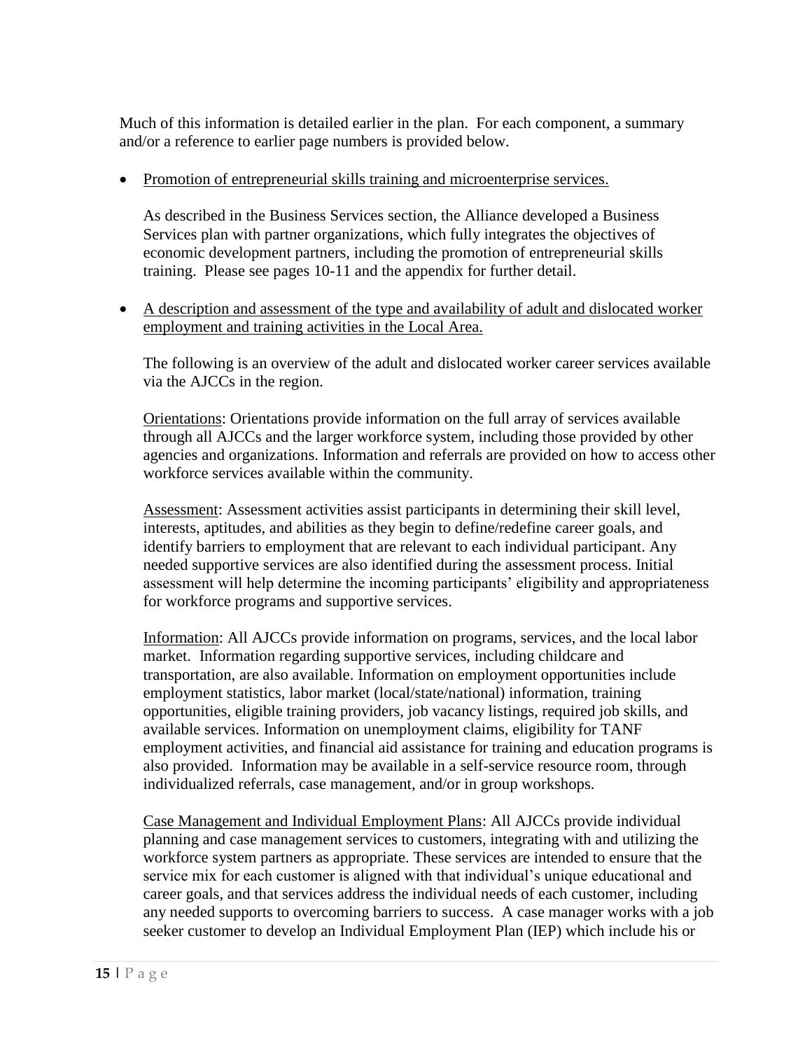Much of this information is detailed earlier in the plan. For each component, a summary and/or a reference to earlier page numbers is provided below.

- <u>Promotion of entrepreneurial skills training and microenterprise services.</u>

  As described in the Business Services section, the Alliance developed a Business Services plan with partner organizations, which fully integrates the objectives of economic development partners, including the promotion of entrepreneurial skills training. Please see pages 10-11 and the appendix for further detail.

- <u>A description and assessment of the type and availability of adult and dislocated worker employment and training activities in the Local Area.</u>

  The following is an overview of the adult and dislocated worker career services available via the AJCCs in the region.

  <u>Orientations</u>: Orientations provide information on the full array of services available through all AJCCs and the larger workforce system, including those provided by other agencies and organizations. Information and referrals are provided on how to access other workforce services available within the community.

  <u>Assessment</u>: Assessment activities assist participants in determining their skill level, interests, aptitudes, and abilities as they begin to define/redefine career goals, and identify barriers to employment that are relevant to each individual participant. Any needed supportive services are also identified during the assessment process. Initial assessment will help determine the incoming participants' eligibility and appropriateness for workforce programs and supportive services.

  <u>Information</u>: All AJCCs provide information on programs, services, and the local labor market. Information regarding supportive services, including childcare and transportation, are also available. Information on employment opportunities include employment statistics, labor market (local/state/national) information, training opportunities, eligible training providers, job vacancy listings, required job skills, and available services. Information on unemployment claims, eligibility for TANF employment activities, and financial aid assistance for training and education programs is also provided. Information may be available in a self-service resource room, through individualized referrals, case management, and/or in group workshops.

  <u>Case Management and Individual Employment Plans</u>: All AJCCs provide individual planning and case management services to customers, integrating with and utilizing the workforce system partners as appropriate. These services are intended to ensure that the service mix for each customer is aligned with that individual's unique educational and career goals, and that services address the individual needs of each customer, including any needed supports to overcoming barriers to success. A case manager works with a job seeker customer to develop an Individual Employment Plan (IEP) which include his or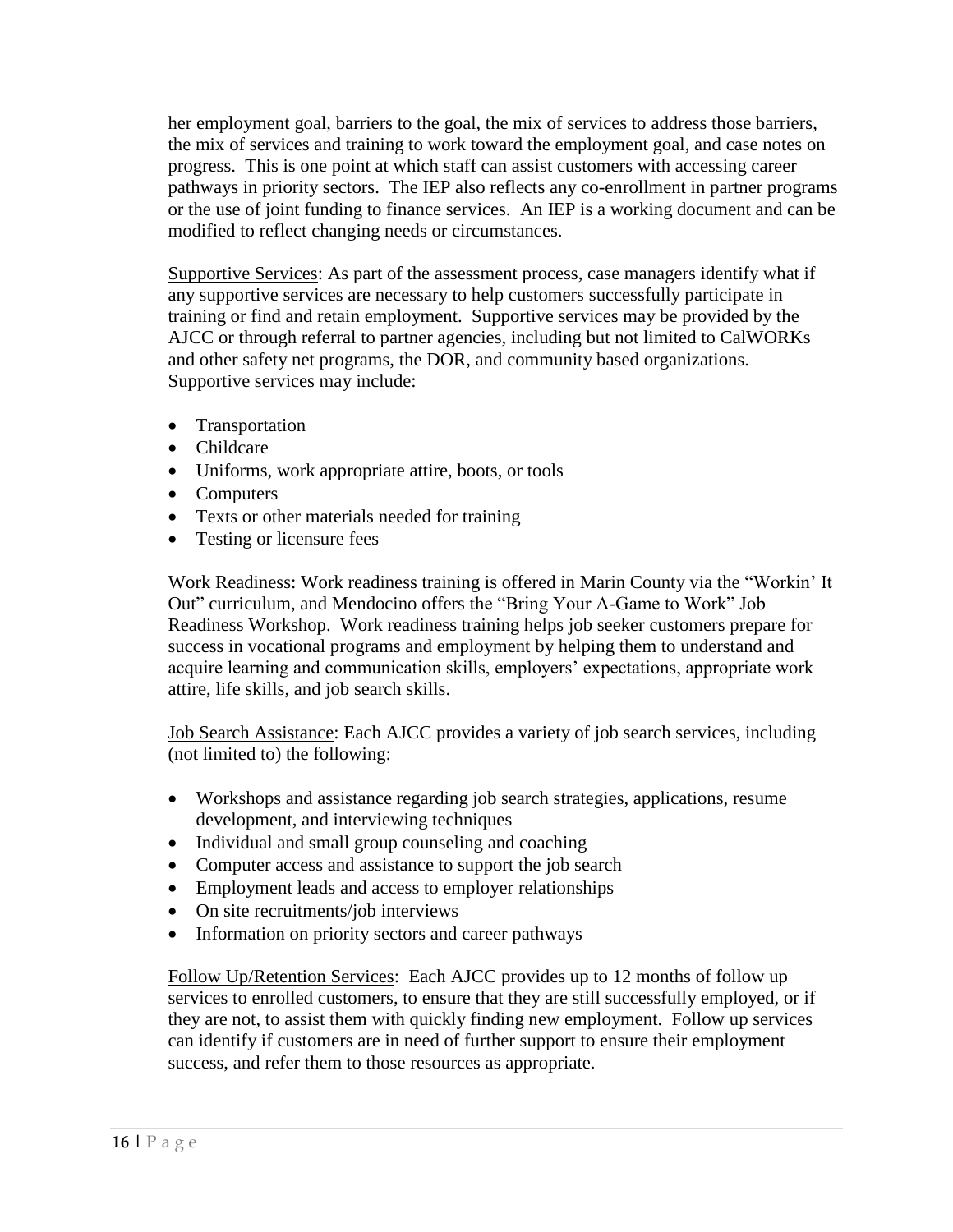her employment goal, barriers to the goal, the mix of services to address those barriers, the mix of services and training to work toward the employment goal, and case notes on progress. This is one point at which staff can assist customers with accessing career pathways in priority sectors. The IEP also reflects any co-enrollment in partner programs or the use of joint funding to finance services. An IEP is a working document and can be modified to reflect changing needs or circumstances.

Supportive Services: As part of the assessment process, case managers identify what if any supportive services are necessary to help customers successfully participate in training or find and retain employment. Supportive services may be provided by the AJCC or through referral to partner agencies, including but not limited to CalWORKs and other safety net programs, the DOR, and community based organizations. Supportive services may include:

- Transportation
- Childcare
- Uniforms, work appropriate attire, boots, or tools
- Computers
- Texts or other materials needed for training
- Testing or licensure fees

Work Readiness: Work readiness training is offered in Marin County via the "Workin' It Out" curriculum, and Mendocino offers the "Bring Your A-Game to Work" Job Readiness Workshop. Work readiness training helps job seeker customers prepare for success in vocational programs and employment by helping them to understand and acquire learning and communication skills, employers' expectations, appropriate work attire, life skills, and job search skills.

Job Search Assistance: Each AJCC provides a variety of job search services, including (not limited to) the following:

- Workshops and assistance regarding job search strategies, applications, resume development, and interviewing techniques
- Individual and small group counseling and coaching
- Computer access and assistance to support the job search
- Employment leads and access to employer relationships
- On site recruitments/job interviews
- Information on priority sectors and career pathways

Follow Up/Retention Services: Each AJCC provides up to 12 months of follow up services to enrolled customers, to ensure that they are still successfully employed, or if they are not, to assist them with quickly finding new employment. Follow up services can identify if customers are in need of further support to ensure their employment success, and refer them to those resources as appropriate.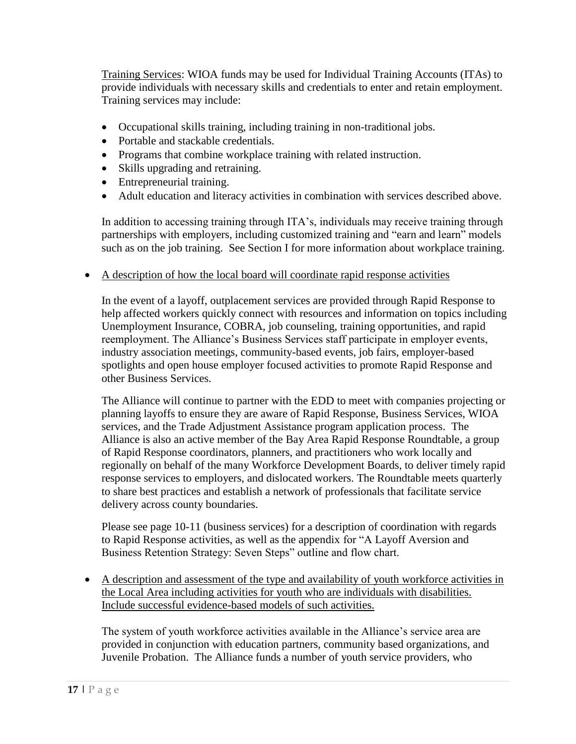Training Services: WIOA funds may be used for Individual Training Accounts (ITAs) to provide individuals with necessary skills and credentials to enter and retain employment. Training services may include:

- Occupational skills training, including training in non-traditional jobs.
- Portable and stackable credentials.
- Programs that combine workplace training with related instruction.
- Skills upgrading and retraining.
- Entrepreneurial training.
- Adult education and literacy activities in combination with services described above.

In addition to accessing training through ITA's, individuals may receive training through partnerships with employers, including customized training and "earn and learn" models such as on the job training. See Section I for more information about workplace training.

- A description of how the local board will coordinate rapid response activities

In the event of a layoff, outplacement services are provided through Rapid Response to help affected workers quickly connect with resources and information on topics including Unemployment Insurance, COBRA, job counseling, training opportunities, and rapid reemployment. The Alliance's Business Services staff participate in employer events, industry association meetings, community-based events, job fairs, employer-based spotlights and open house employer focused activities to promote Rapid Response and other Business Services.

The Alliance will continue to partner with the EDD to meet with companies projecting or planning layoffs to ensure they are aware of Rapid Response, Business Services, WIOA services, and the Trade Adjustment Assistance program application process. The Alliance is also an active member of the Bay Area Rapid Response Roundtable, a group of Rapid Response coordinators, planners, and practitioners who work locally and regionally on behalf of the many Workforce Development Boards, to deliver timely rapid response services to employers, and dislocated workers. The Roundtable meets quarterly to share best practices and establish a network of professionals that facilitate service delivery across county boundaries.

Please see page 10-11 (business services) for a description of coordination with regards to Rapid Response activities, as well as the appendix for "A Layoff Aversion and Business Retention Strategy: Seven Steps" outline and flow chart.

- A description and assessment of the type and availability of youth workforce activities in the Local Area including activities for youth who are individuals with disabilities. Include successful evidence-based models of such activities.

The system of youth workforce activities available in the Alliance's service area are provided in conjunction with education partners, community based organizations, and Juvenile Probation. The Alliance funds a number of youth service providers, who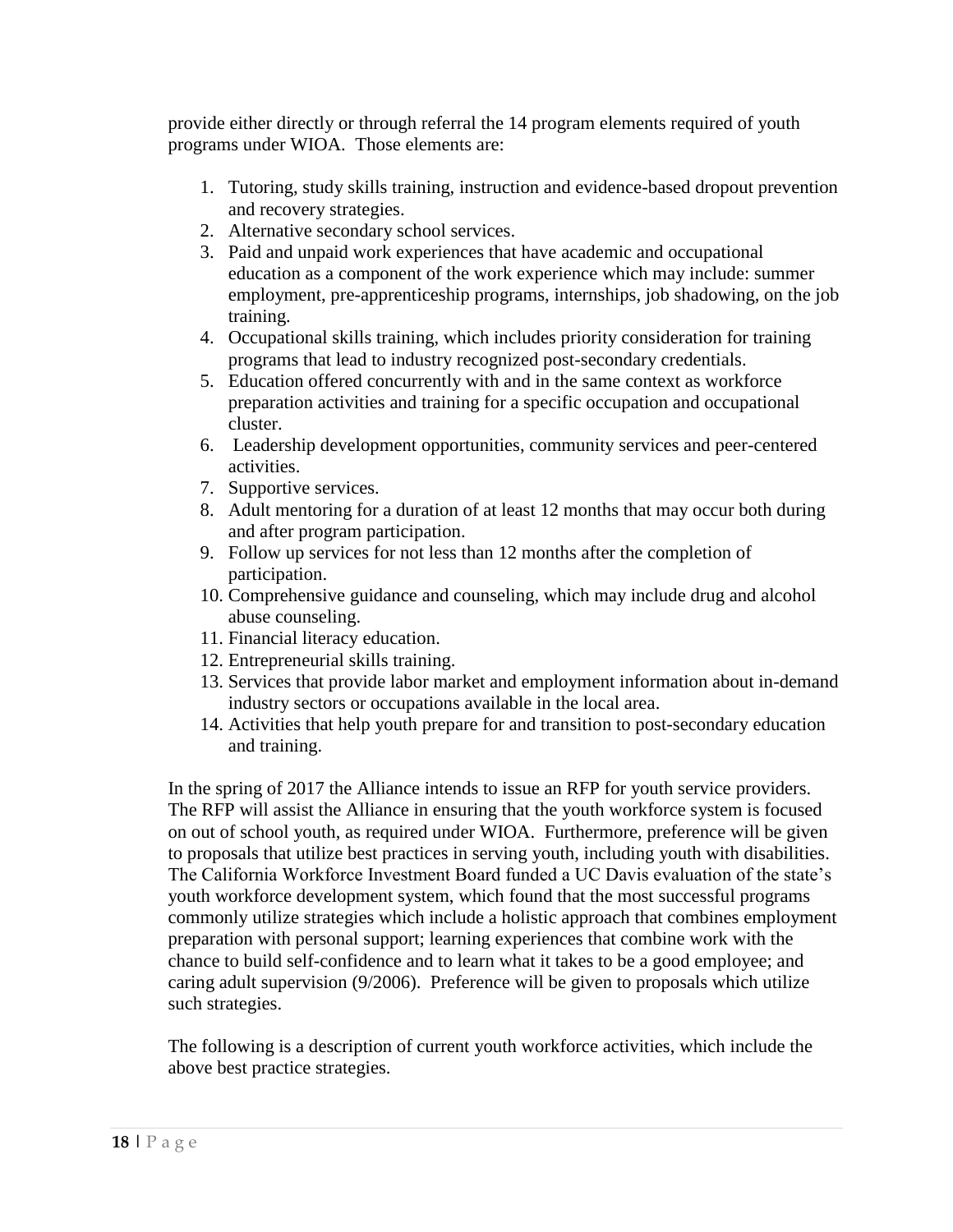provide either directly or through referral the 14 program elements required of youth programs under WIOA. Those elements are:

1. Tutoring, study skills training, instruction and evidence-based dropout prevention and recovery strategies.
2. Alternative secondary school services.
3. Paid and unpaid work experiences that have academic and occupational education as a component of the work experience which may include: summer employment, pre-apprenticeship programs, internships, job shadowing, on the job training.
4. Occupational skills training, which includes priority consideration for training programs that lead to industry recognized post-secondary credentials.
5. Education offered concurrently with and in the same context as workforce preparation activities and training for a specific occupation and occupational cluster.
6. Leadership development opportunities, community services and peer-centered activities.
7. Supportive services.
8. Adult mentoring for a duration of at least 12 months that may occur both during and after program participation.
9. Follow up services for not less than 12 months after the completion of participation.
10. Comprehensive guidance and counseling, which may include drug and alcohol abuse counseling.
11. Financial literacy education.
12. Entrepreneurial skills training.
13. Services that provide labor market and employment information about in-demand industry sectors or occupations available in the local area.
14. Activities that help youth prepare for and transition to post-secondary education and training.

In the spring of 2017 the Alliance intends to issue an RFP for youth service providers. The RFP will assist the Alliance in ensuring that the youth workforce system is focused on out of school youth, as required under WIOA. Furthermore, preference will be given to proposals that utilize best practices in serving youth, including youth with disabilities. The California Workforce Investment Board funded a UC Davis evaluation of the state's youth workforce development system, which found that the most successful programs commonly utilize strategies which include a holistic approach that combines employment preparation with personal support; learning experiences that combine work with the chance to build self-confidence and to learn what it takes to be a good employee; and caring adult supervision (9/2006). Preference will be given to proposals which utilize such strategies.

The following is a description of current youth workforce activities, which include the above best practice strategies.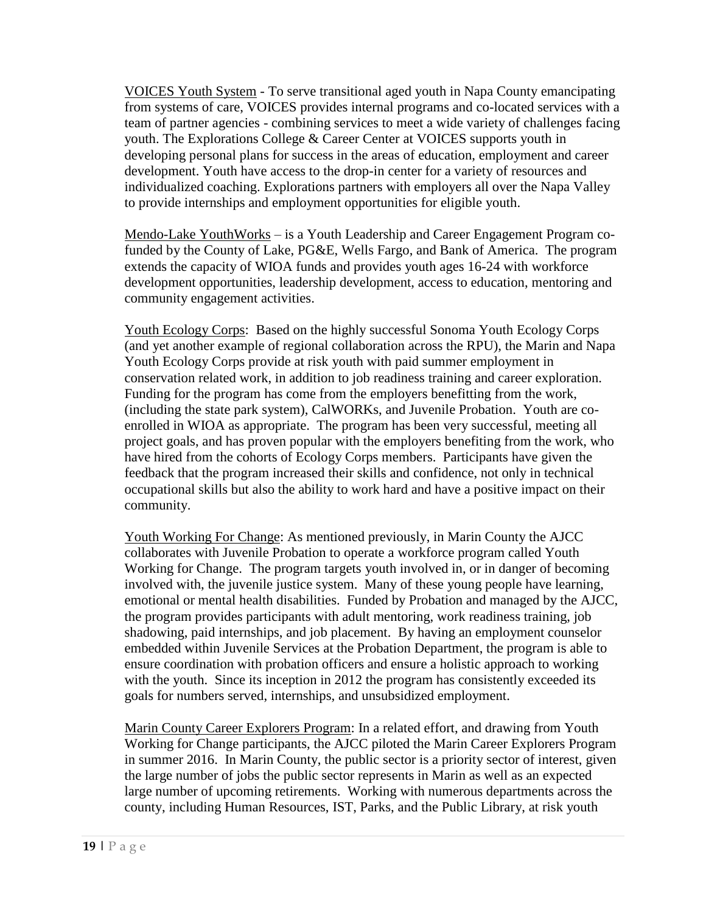<u>VOICES Youth System</u> - To serve transitional aged youth in Napa County emancipating from systems of care, VOICES provides internal programs and co-located services with a team of partner agencies - combining services to meet a wide variety of challenges facing youth. The Explorations College & Career Center at VOICES supports youth in developing personal plans for success in the areas of education, employment and career development. Youth have access to the drop-in center for a variety of resources and individualized coaching. Explorations partners with employers all over the Napa Valley to provide internships and employment opportunities for eligible youth.

<u>Mendo-Lake YouthWorks</u> – is a Youth Leadership and Career Engagement Program co-funded by the County of Lake, PG&E, Wells Fargo, and Bank of America. The program extends the capacity of WIOA funds and provides youth ages 16-24 with workforce development opportunities, leadership development, access to education, mentoring and community engagement activities.

<u>Youth Ecology Corps</u>: Based on the highly successful Sonoma Youth Ecology Corps (and yet another example of regional collaboration across the RPU), the Marin and Napa Youth Ecology Corps provide at risk youth with paid summer employment in conservation related work, in addition to job readiness training and career exploration. Funding for the program has come from the employers benefitting from the work, (including the state park system), CalWORKs, and Juvenile Probation. Youth are co-enrolled in WIOA as appropriate. The program has been very successful, meeting all project goals, and has proven popular with the employers benefiting from the work, who have hired from the cohorts of Ecology Corps members. Participants have given the feedback that the program increased their skills and confidence, not only in technical occupational skills but also the ability to work hard and have a positive impact on their community.

<u>Youth Working For Change</u>: As mentioned previously, in Marin County the AJCC collaborates with Juvenile Probation to operate a workforce program called Youth Working for Change. The program targets youth involved in, or in danger of becoming involved with, the juvenile justice system. Many of these young people have learning, emotional or mental health disabilities. Funded by Probation and managed by the AJCC, the program provides participants with adult mentoring, work readiness training, job shadowing, paid internships, and job placement. By having an employment counselor embedded within Juvenile Services at the Probation Department, the program is able to ensure coordination with probation officers and ensure a holistic approach to working with the youth. Since its inception in 2012 the program has consistently exceeded its goals for numbers served, internships, and unsubsidized employment.

<u>Marin County Career Explorers Program</u>: In a related effort, and drawing from Youth Working for Change participants, the AJCC piloted the Marin Career Explorers Program in summer 2016. In Marin County, the public sector is a priority sector of interest, given the large number of jobs the public sector represents in Marin as well as an expected large number of upcoming retirements. Working with numerous departments across the county, including Human Resources, IST, Parks, and the Public Library, at risk youth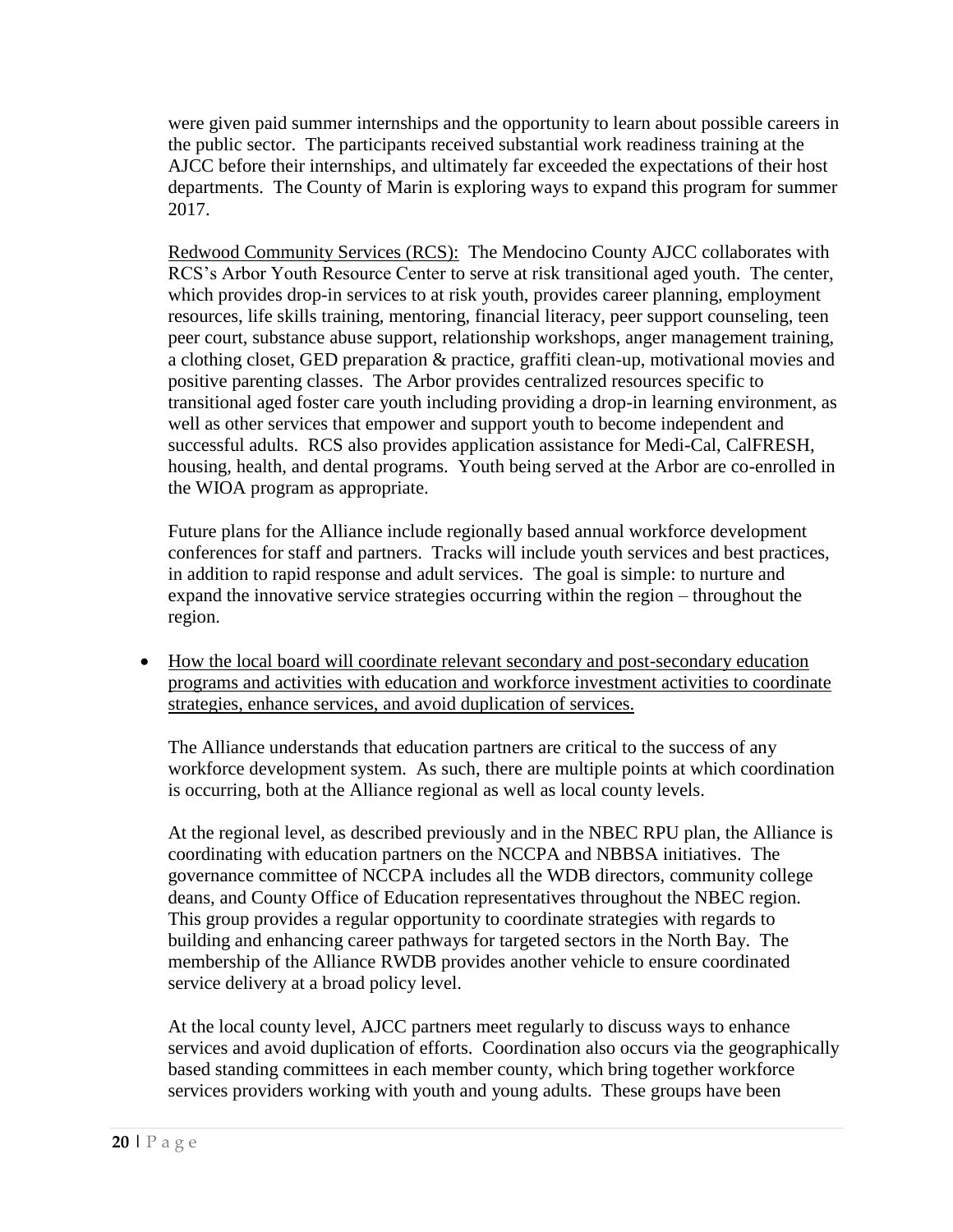were given paid summer internships and the opportunity to learn about possible careers in the public sector. The participants received substantial work readiness training at the AJCC before their internships, and ultimately far exceeded the expectations of their host departments. The County of Marin is exploring ways to expand this program for summer 2017.

<u>Redwood Community Services (RCS):</u> The Mendocino County AJCC collaborates with RCS's Arbor Youth Resource Center to serve at risk transitional aged youth. The center, which provides drop-in services to at risk youth, provides career planning, employment resources, life skills training, mentoring, financial literacy, peer support counseling, teen peer court, substance abuse support, relationship workshops, anger management training, a clothing closet, GED preparation & practice, graffiti clean-up, motivational movies and positive parenting classes. The Arbor provides centralized resources specific to transitional aged foster care youth including providing a drop-in learning environment, as well as other services that empower and support youth to become independent and successful adults. RCS also provides application assistance for Medi-Cal, CalFRESH, housing, health, and dental programs. Youth being served at the Arbor are co-enrolled in the WIOA program as appropriate.

Future plans for the Alliance include regionally based annual workforce development conferences for staff and partners. Tracks will include youth services and best practices, in addition to rapid response and adult services. The goal is simple: to nurture and expand the innovative service strategies occurring within the region – throughout the region.

- <u>How the local board will coordinate relevant secondary and post-secondary education programs and activities with education and workforce investment activities to coordinate strategies, enhance services, and avoid duplication of services.</u>

The Alliance understands that education partners are critical to the success of any workforce development system. As such, there are multiple points at which coordination is occurring, both at the Alliance regional as well as local county levels.

At the regional level, as described previously and in the NBEC RPU plan, the Alliance is coordinating with education partners on the NCCPA and NBBSA initiatives. The governance committee of NCCPA includes all the WDB directors, community college deans, and County Office of Education representatives throughout the NBEC region. This group provides a regular opportunity to coordinate strategies with regards to building and enhancing career pathways for targeted sectors in the North Bay. The membership of the Alliance RWDB provides another vehicle to ensure coordinated service delivery at a broad policy level.

At the local county level, AJCC partners meet regularly to discuss ways to enhance services and avoid duplication of efforts. Coordination also occurs via the geographically based standing committees in each member county, which bring together workforce services providers working with youth and young adults. These groups have been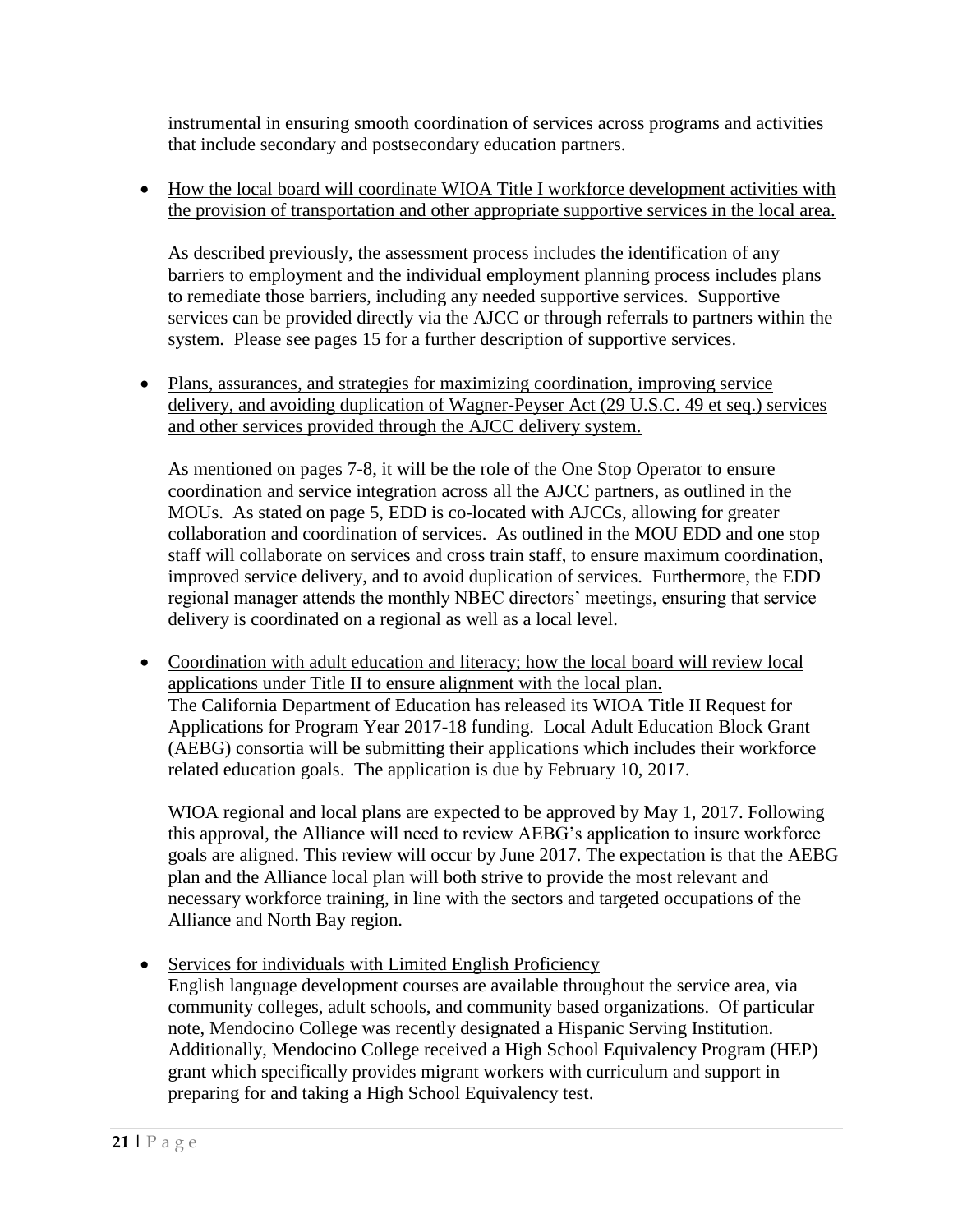instrumental in ensuring smooth coordination of services across programs and activities that include secondary and postsecondary education partners.

- How the local board will coordinate WIOA Title I workforce development activities with the provision of transportation and other appropriate supportive services in the local area.

  As described previously, the assessment process includes the identification of any barriers to employment and the individual employment planning process includes plans to remediate those barriers, including any needed supportive services. Supportive services can be provided directly via the AJCC or through referrals to partners within the system. Please see pages 15 for a further description of supportive services.

- Plans, assurances, and strategies for maximizing coordination, improving service delivery, and avoiding duplication of Wagner-Peyser Act (29 U.S.C. 49 et seq.) services and other services provided through the AJCC delivery system.

  As mentioned on pages 7-8, it will be the role of the One Stop Operator to ensure coordination and service integration across all the AJCC partners, as outlined in the MOUs. As stated on page 5, EDD is co-located with AJCCs, allowing for greater collaboration and coordination of services. As outlined in the MOU EDD and one stop staff will collaborate on services and cross train staff, to ensure maximum coordination, improved service delivery, and to avoid duplication of services. Furthermore, the EDD regional manager attends the monthly NBEC directors' meetings, ensuring that service delivery is coordinated on a regional as well as a local level.

- Coordination with adult education and literacy; how the local board will review local applications under Title II to ensure alignment with the local plan.
  The California Department of Education has released its WIOA Title II Request for Applications for Program Year 2017-18 funding. Local Adult Education Block Grant (AEBG) consortia will be submitting their applications which includes their workforce related education goals. The application is due by February 10, 2017.

  WIOA regional and local plans are expected to be approved by May 1, 2017. Following this approval, the Alliance will need to review AEBG's application to insure workforce goals are aligned. This review will occur by June 2017. The expectation is that the AEBG plan and the Alliance local plan will both strive to provide the most relevant and necessary workforce training, in line with the sectors and targeted occupations of the Alliance and North Bay region.

- Services for individuals with Limited English Proficiency
  English language development courses are available throughout the service area, via community colleges, adult schools, and community based organizations. Of particular note, Mendocino College was recently designated a Hispanic Serving Institution. Additionally, Mendocino College received a High School Equivalency Program (HEP) grant which specifically provides migrant workers with curriculum and support in preparing for and taking a High School Equivalency test.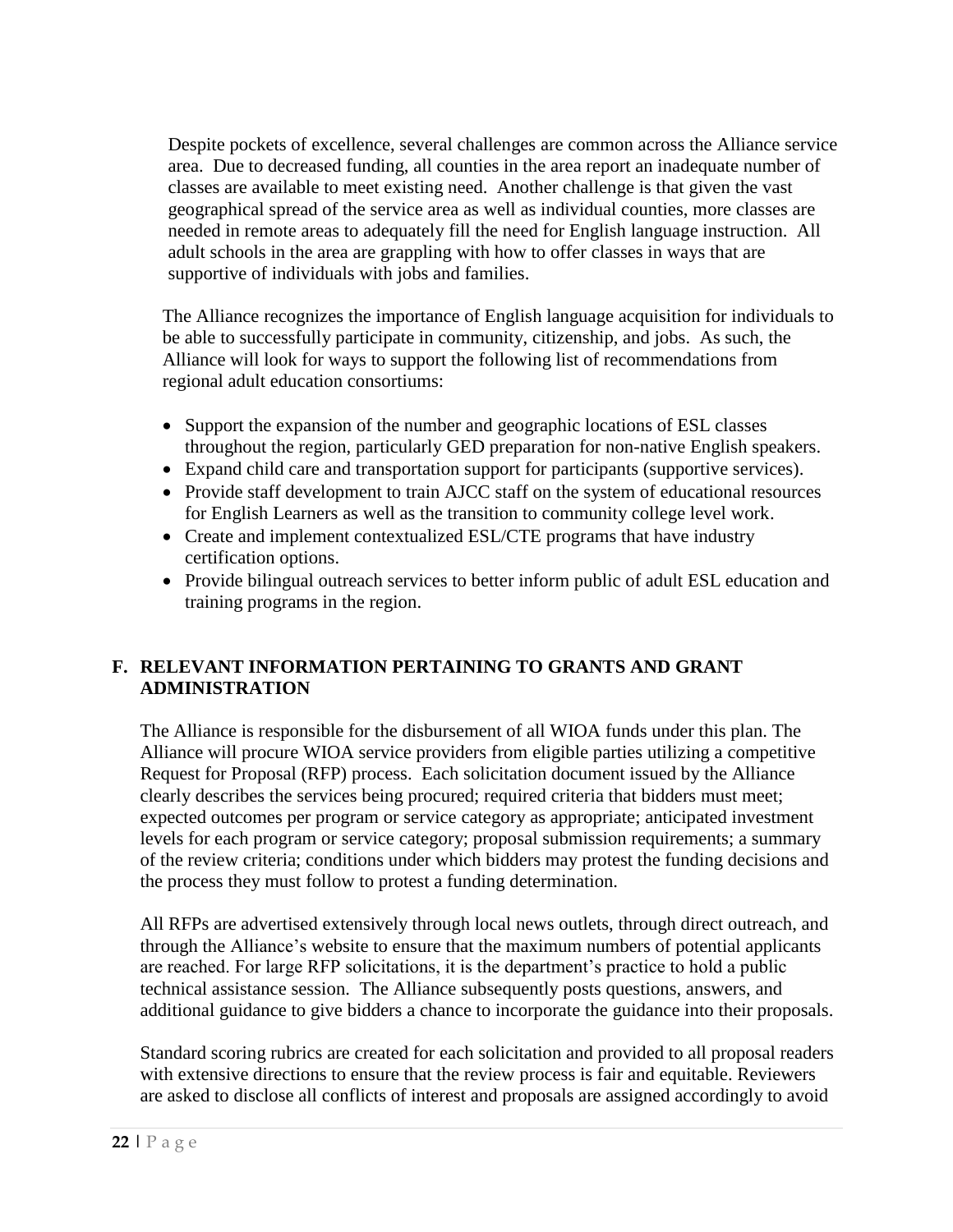Despite pockets of excellence, several challenges are common across the Alliance service area. Due to decreased funding, all counties in the area report an inadequate number of classes are available to meet existing need. Another challenge is that given the vast geographical spread of the service area as well as individual counties, more classes are needed in remote areas to adequately fill the need for English language instruction. All adult schools in the area are grappling with how to offer classes in ways that are supportive of individuals with jobs and families.

The Alliance recognizes the importance of English language acquisition for individuals to be able to successfully participate in community, citizenship, and jobs. As such, the Alliance will look for ways to support the following list of recommendations from regional adult education consortiums:

- Support the expansion of the number and geographic locations of ESL classes throughout the region, particularly GED preparation for non-native English speakers.
- Expand child care and transportation support for participants (supportive services).
- Provide staff development to train AJCC staff on the system of educational resources for English Learners as well as the transition to community college level work.
- Create and implement contextualized ESL/CTE programs that have industry certification options.
- Provide bilingual outreach services to better inform public of adult ESL education and training programs in the region.

## F. RELEVANT INFORMATION PERTAINING TO GRANTS AND GRANT ADMINISTRATION

The Alliance is responsible for the disbursement of all WIOA funds under this plan. The Alliance will procure WIOA service providers from eligible parties utilizing a competitive Request for Proposal (RFP) process. Each solicitation document issued by the Alliance clearly describes the services being procured; required criteria that bidders must meet; expected outcomes per program or service category as appropriate; anticipated investment levels for each program or service category; proposal submission requirements; a summary of the review criteria; conditions under which bidders may protest the funding decisions and the process they must follow to protest a funding determination.

All RFPs are advertised extensively through local news outlets, through direct outreach, and through the Alliance's website to ensure that the maximum numbers of potential applicants are reached. For large RFP solicitations, it is the department's practice to hold a public technical assistance session. The Alliance subsequently posts questions, answers, and additional guidance to give bidders a chance to incorporate the guidance into their proposals.

Standard scoring rubrics are created for each solicitation and provided to all proposal readers with extensive directions to ensure that the review process is fair and equitable. Reviewers are asked to disclose all conflicts of interest and proposals are assigned accordingly to avoid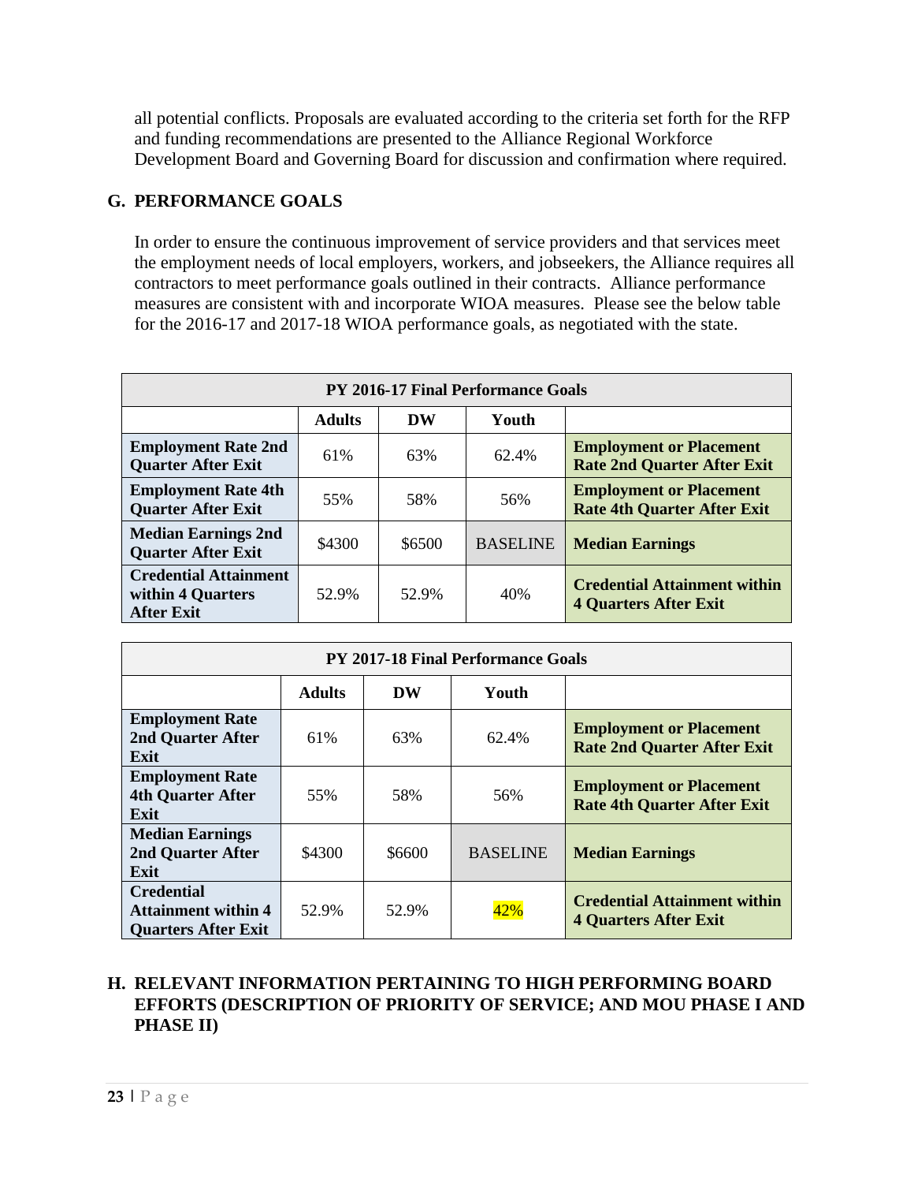all potential conflicts. Proposals are evaluated according to the criteria set forth for the RFP and funding recommendations are presented to the Alliance Regional Workforce Development Board and Governing Board for discussion and confirmation where required.

## G. PERFORMANCE GOALS

In order to ensure the continuous improvement of service providers and that services meet the employment needs of local employers, workers, and jobseekers, the Alliance requires all contractors to meet performance goals outlined in their contracts. Alliance performance measures are consistent with and incorporate WIOA measures. Please see the below table for the 2016-17 and 2017-18 WIOA performance goals, as negotiated with the state.

| PY 2016-17 Final Performance Goals | | | | |
|---|---|---|---|---|
| | **Adults** | **DW** | **Youth** | |
| **Employment Rate 2nd Quarter After Exit** | 61% | 63% | 62.4% | **Employment or Placement Rate 2nd Quarter After Exit** |
| **Employment Rate 4th Quarter After Exit** | 55% | 58% | 56% | **Employment or Placement Rate 4th Quarter After Exit** |
| **Median Earnings 2nd Quarter After Exit** | $4300 | $6500 | BASELINE | **Median Earnings** |
| **Credential Attainment within 4 Quarters After Exit** | 52.9% | 52.9% | 40% | **Credential Attainment within 4 Quarters After Exit** |

| PY 2017-18 Final Performance Goals | | | | |
|---|---|---|---|---|
| | **Adults** | **DW** | **Youth** | |
| **Employment Rate 2nd Quarter After Exit** | 61% | 63% | 62.4% | **Employment or Placement Rate 2nd Quarter After Exit** |
| **Employment Rate 4th Quarter After Exit** | 55% | 58% | 56% | **Employment or Placement Rate 4th Quarter After Exit** |
| **Median Earnings 2nd Quarter After Exit** | $4300 | $6600 | BASELINE | **Median Earnings** |
| **Credential Attainment within 4 Quarters After Exit** | 52.9% | 52.9% | 42% | **Credential Attainment within 4 Quarters After Exit** |

## H. RELEVANT INFORMATION PERTAINING TO HIGH PERFORMING BOARD EFFORTS (DESCRIPTION OF PRIORITY OF SERVICE; AND MOU PHASE I AND PHASE II)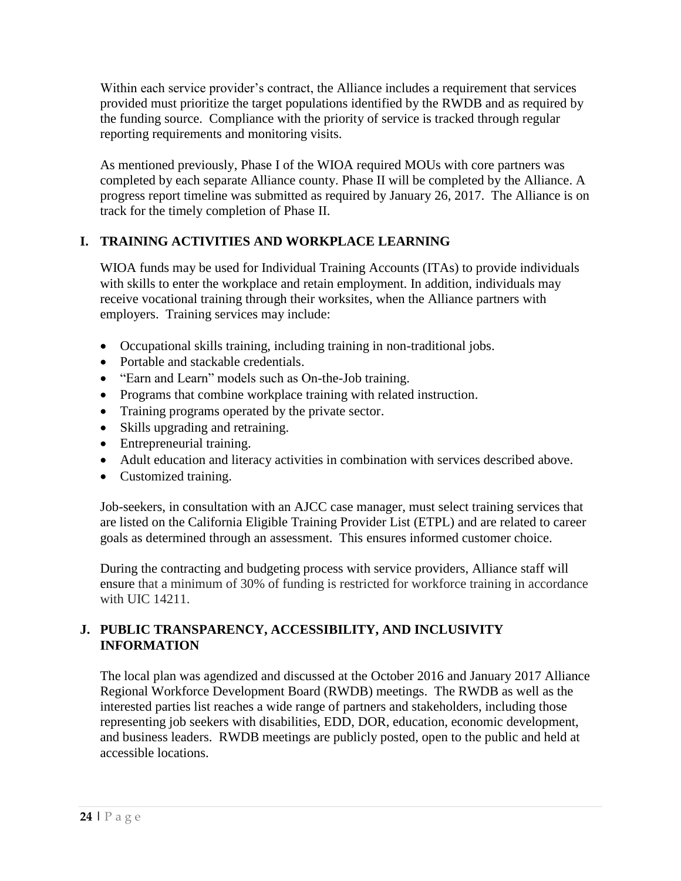Within each service provider's contract, the Alliance includes a requirement that services provided must prioritize the target populations identified by the RWDB and as required by the funding source. Compliance with the priority of service is tracked through regular reporting requirements and monitoring visits.

As mentioned previously, Phase I of the WIOA required MOUs with core partners was completed by each separate Alliance county. Phase II will be completed by the Alliance. A progress report timeline was submitted as required by January 26, 2017. The Alliance is on track for the timely completion of Phase II.

## I. TRAINING ACTIVITIES AND WORKPLACE LEARNING

WIOA funds may be used for Individual Training Accounts (ITAs) to provide individuals with skills to enter the workplace and retain employment. In addition, individuals may receive vocational training through their worksites, when the Alliance partners with employers. Training services may include:

- Occupational skills training, including training in non-traditional jobs.
- Portable and stackable credentials.
- "Earn and Learn" models such as On-the-Job training.
- Programs that combine workplace training with related instruction.
- Training programs operated by the private sector.
- Skills upgrading and retraining.
- Entrepreneurial training.
- Adult education and literacy activities in combination with services described above.
- Customized training.

Job-seekers, in consultation with an AJCC case manager, must select training services that are listed on the California Eligible Training Provider List (ETPL) and are related to career goals as determined through an assessment. This ensures informed customer choice.

During the contracting and budgeting process with service providers, Alliance staff will ensure that a minimum of 30% of funding is restricted for workforce training in accordance with UIC 14211.

## J. PUBLIC TRANSPARENCY, ACCESSIBILITY, AND INCLUSIVITY INFORMATION

The local plan was agendized and discussed at the October 2016 and January 2017 Alliance Regional Workforce Development Board (RWDB) meetings. The RWDB as well as the interested parties list reaches a wide range of partners and stakeholders, including those representing job seekers with disabilities, EDD, DOR, education, economic development, and business leaders. RWDB meetings are publicly posted, open to the public and held at accessible locations.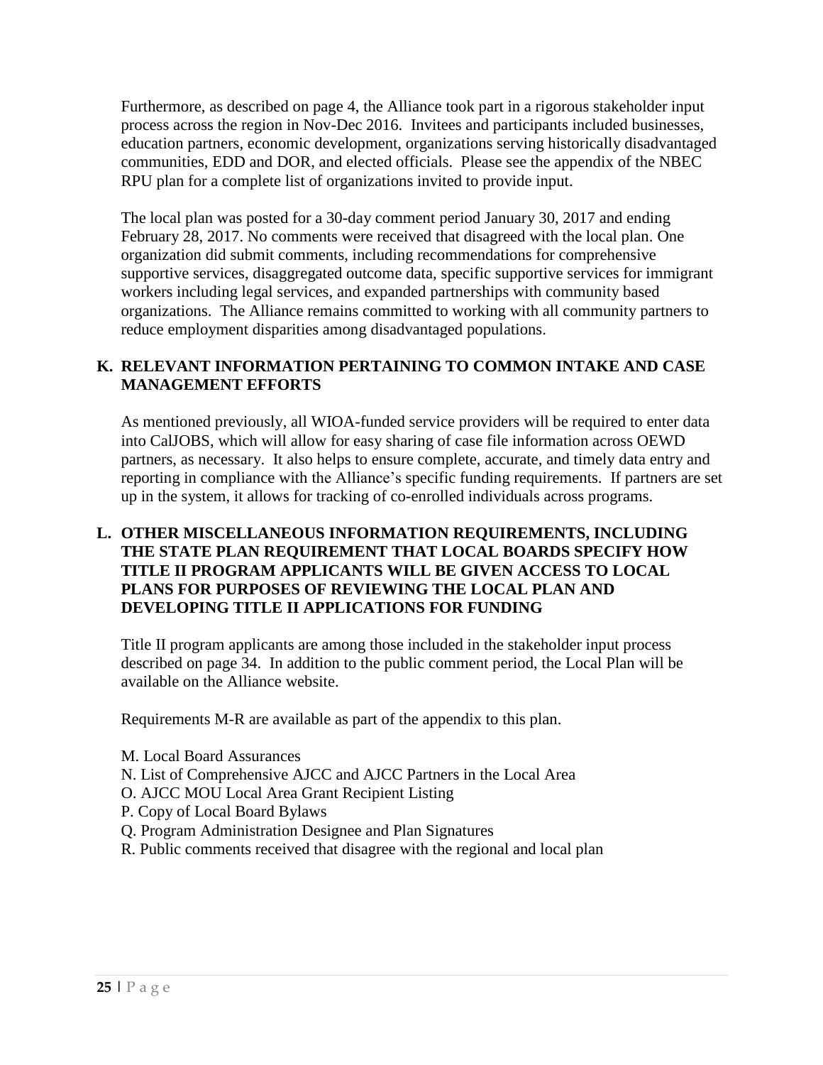Furthermore, as described on page 4, the Alliance took part in a rigorous stakeholder input process across the region in Nov-Dec 2016. Invitees and participants included businesses, education partners, economic development, organizations serving historically disadvantaged communities, EDD and DOR, and elected officials. Please see the appendix of the NBEC RPU plan for a complete list of organizations invited to provide input.

The local plan was posted for a 30-day comment period January 30, 2017 and ending February 28, 2017. No comments were received that disagreed with the local plan. One organization did submit comments, including recommendations for comprehensive supportive services, disaggregated outcome data, specific supportive services for immigrant workers including legal services, and expanded partnerships with community based organizations. The Alliance remains committed to working with all community partners to reduce employment disparities among disadvantaged populations.

## K. RELEVANT INFORMATION PERTAINING TO COMMON INTAKE AND CASE MANAGEMENT EFFORTS

As mentioned previously, all WIOA-funded service providers will be required to enter data into CalJOBS, which will allow for easy sharing of case file information across OEWD partners, as necessary. It also helps to ensure complete, accurate, and timely data entry and reporting in compliance with the Alliance's specific funding requirements. If partners are set up in the system, it allows for tracking of co-enrolled individuals across programs.

## L. OTHER MISCELLANEOUS INFORMATION REQUIREMENTS, INCLUDING THE STATE PLAN REQUIREMENT THAT LOCAL BOARDS SPECIFY HOW TITLE II PROGRAM APPLICANTS WILL BE GIVEN ACCESS TO LOCAL PLANS FOR PURPOSES OF REVIEWING THE LOCAL PLAN AND DEVELOPING TITLE II APPLICATIONS FOR FUNDING

Title II program applicants are among those included in the stakeholder input process described on page 34. In addition to the public comment period, the Local Plan will be available on the Alliance website.

Requirements M-R are available as part of the appendix to this plan.

M. Local Board Assurances
N. List of Comprehensive AJCC and AJCC Partners in the Local Area
O. AJCC MOU Local Area Grant Recipient Listing
P. Copy of Local Board Bylaws
Q. Program Administration Designee and Plan Signatures
R. Public comments received that disagree with the regional and local plan